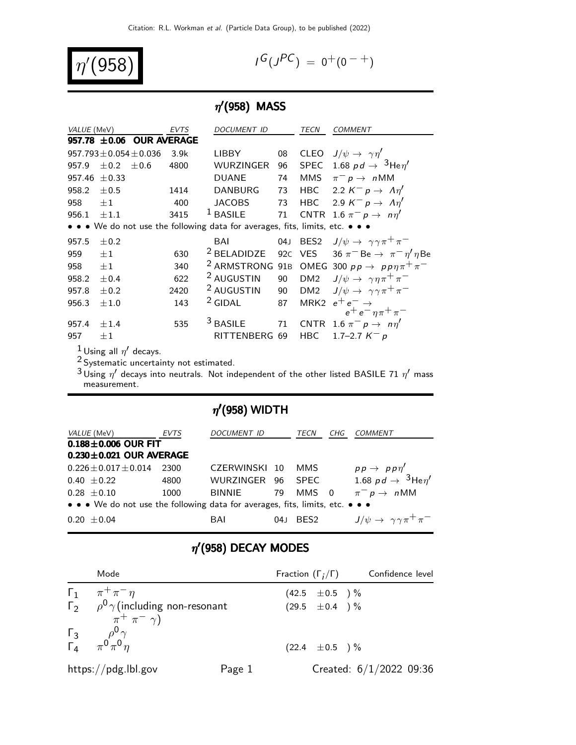# $\eta'(958)$

$I^G(J^{PC}) = 0^+(0^{-+})$

## $\eta'(958)$ MASS

| VALUE (MeV) | EVTS | DOCUMENT ID | | TECN | COMMENT |
|---|---|---|---|---|---|
| **957.78 ±0.06 OUR AVERAGE** | | | | | |
| 957.793±0.054±0.036 | 3.9k | LIBBY | 08 | CLEO | $J/\psi \to \gamma\eta'$ |
| 957.9 ±0.2 ±0.6 | 4800 | WURZINGER | 96 | SPEC | 1.68 $pd \to {}^3\text{He}\eta'$ |
| 957.46 ±0.33 | | DUANE | 74 | MMS | $\pi^- p \to n$MM |
| 958.2 ±0.5 | 1414 | DANBURG | 73 | HBC | 2.2 $K^- p \to \Lambda\eta'$ |
| 958 ±1 | 400 | JACOBS | 73 | HBC | 2.9 $K^- p \to \Lambda\eta'$ |
| 956.1 ±1.1 | 3415 | [1] BASILE | 71 | CNTR | 1.6 $\pi^- p \to n\eta'$ |
| • • • We do not use the following data for averages, fits, limits, etc. • • • | | | | | |
| 957.5 ±0.2 | | BAI | 04J | BES2 | $J/\psi \to \gamma\gamma\pi^+\pi^-$ |
| 959 ±1 | 630 | [2] BELADIDZE | 92C | VES | 36 $\pi^-$ Be $\to \pi^-\eta'\eta$Be |
| 958 ±1 | 340 | [2] ARMSTRONG | 91B | OMEG | 300 $pp \to pp\eta\pi^+\pi^-$ |
| 958.2 ±0.4 | 622 | [2] AUGUSTIN | 90 | DM2 | $J/\psi \to \gamma\eta\pi^+\pi^-$ |
| 957.8 ±0.2 | 2420 | [2] AUGUSTIN | 90 | DM2 | $J/\psi \to \gamma\gamma\pi^+\pi^-$ |
| 956.3 ±1.0 | 143 | [2] GIDAL | 87 | MRK2 | $e^+e^- \to e^+e^-\eta\pi^+\pi^-$ |
| 957.4 ±1.4 | 535 | [3] BASILE | 71 | CNTR | 1.6 $\pi^- p \to n\eta'$ |
| 957 ±1 | | RITTENBERG | 69 | HBC | 1.7–2.7 $K^- p$ |

[1] Using all $\eta'$ decays.
[2] Systematic uncertainty not estimated.
[3] Using $\eta'$ decays into neutrals. Not independent of the other listed BASILE 71 $\eta'$ mass measurement.

## $\eta'(958)$ WIDTH

| VALUE (MeV) | EVTS | DOCUMENT ID | | TECN | CHG | COMMENT |
|---|---|---|---|---|---|---|
| **0.188±0.006 OUR FIT** | | | | | | |
| **0.230±0.021 OUR AVERAGE** | | | | | | |
| 0.226±0.017±0.014 | 2300 | CZERWINSKI | 10 | MMS | | $pp \to pp\eta'$ |
| 0.40 ±0.22 | 4800 | WURZINGER | 96 | SPEC | | 1.68 $pd \to {}^3\text{He}\eta'$ |
| 0.28 ±0.10 | 1000 | BINNIE | 79 | MMS | 0 | $\pi^- p \to n$MM |
| • • • We do not use the following data for averages, fits, limits, etc. • • • | | | | | | |
| 0.20 ±0.04 | | BAI | 04J | BES2 | | $J/\psi \to \gamma\gamma\pi^+\pi^-$ |

## $\eta'(958)$ DECAY MODES

| | Mode | Fraction ($\Gamma_i/\Gamma$) | Confidence level |
|---|---|---|---|
| $\Gamma_1$ | $\pi^+\pi^-\eta$ | (42.5 ±0.5 ) % | |
| $\Gamma_2$ | $\rho^0\gamma$ (including non-resonant $\pi^+\pi^-\gamma$) | (29.5 ±0.4 ) % | |
| $\Gamma_3$ | $\rho^0\gamma$ | | |
| $\Gamma_4$ | $\pi^0\pi^0\eta$ | (22.4 ±0.5 ) % | |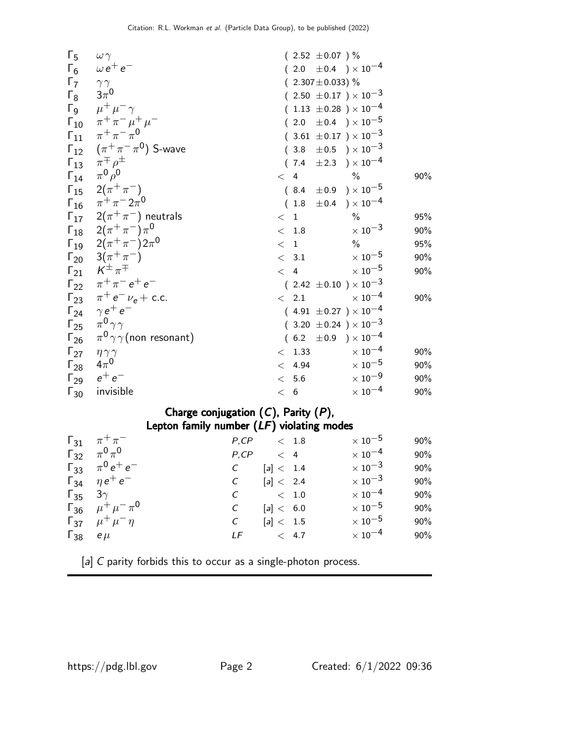| Mode | | | Fraction ($\Gamma_i/\Gamma$) | Confidence level |
|---|---|---|---|---|
| $\Gamma_5$ | $\omega\gamma$ | | $(2.52 \pm 0.07)$ % | |
| $\Gamma_6$ | $\omega e^+ e^-$ | | $(2.0 \pm 0.4) \times 10^{-4}$ | |
| $\Gamma_7$ | $\gamma\gamma$ | | $(2.307 \pm 0.033)$ % | |
| $\Gamma_8$ | $3\pi^0$ | | $(2.50 \pm 0.17) \times 10^{-3}$ | |
| $\Gamma_9$ | $\mu^+\mu^-\gamma$ | | $(1.13 \pm 0.28) \times 10^{-4}$ | |
| $\Gamma_{10}$ | $\pi^+\pi^-\mu^+\mu^-$ | | $(2.0 \pm 0.4) \times 10^{-5}$ | |
| $\Gamma_{11}$ | $\pi^+\pi^-\pi^0$ | | $(3.61 \pm 0.17) \times 10^{-3}$ | |
| $\Gamma_{12}$ | $(\pi^+\pi^-\pi^0)$ S-wave | | $(3.8 \pm 0.5) \times 10^{-3}$ | |
| $\Gamma_{13}$ | $\pi^\mp\rho^\pm$ | | $(7.4 \pm 2.3) \times 10^{-4}$ | |
| $\Gamma_{14}$ | $\pi^0\rho^0$ | | $< 4$ % | 90% |
| $\Gamma_{15}$ | $2(\pi^+\pi^-)$ | | $(8.4 \pm 0.9) \times 10^{-5}$ | |
| $\Gamma_{16}$ | $\pi^+\pi^- 2\pi^0$ | | $(1.8 \pm 0.4) \times 10^{-4}$ | |
| $\Gamma_{17}$ | $2(\pi^+\pi^-)$ neutrals | | $< 1$ % | 95% |
| $\Gamma_{18}$ | $2(\pi^+\pi^-)\pi^0$ | | $< 1.8 \times 10^{-3}$ | 90% |
| $\Gamma_{19}$ | $2(\pi^+\pi^-)2\pi^0$ | | $< 1$ % | 95% |
| $\Gamma_{20}$ | $3(\pi^+\pi^-)$ | | $< 3.1 \times 10^{-5}$ | 90% |
| $\Gamma_{21}$ | $K^\pm\pi^\mp$ | | $< 4 \times 10^{-5}$ | 90% |
| $\Gamma_{22}$ | $\pi^+\pi^- e^+ e^-$ | | $(2.42 \pm 0.10) \times 10^{-3}$ | |
| $\Gamma_{23}$ | $\pi^+ e^- \nu_e +$ c.c. | | $< 2.1 \times 10^{-4}$ | 90% |
| $\Gamma_{24}$ | $\gamma e^+ e^-$ | | $(4.91 \pm 0.27) \times 10^{-4}$ | |
| $\Gamma_{25}$ | $\pi^0\gamma\gamma$ | | $(3.20 \pm 0.24) \times 10^{-3}$ | |
| $\Gamma_{26}$ | $\pi^0\gamma\gamma$(non resonant) | | $(6.2 \pm 0.9) \times 10^{-4}$ | |
| $\Gamma_{27}$ | $\eta\gamma\gamma$ | | $< 1.33 \times 10^{-4}$ | 90% |
| $\Gamma_{28}$ | $4\pi^0$ | | $< 4.94 \times 10^{-5}$ | 90% |
| $\Gamma_{29}$ | $e^+ e^-$ | | $< 5.6 \times 10^{-9}$ | 90% |
| $\Gamma_{30}$ | invisible | | $< 6 \times 10^{-4}$ | 90% |

## Charge conjugation ($C$), Parity ($P$), Lepton family number ($LF$) violating modes

| Mode | | Violation | Fraction ($\Gamma_i/\Gamma$) | Confidence level |
|---|---|---|---|---|
| $\Gamma_{31}$ | $\pi^+\pi^-$ | $P,CP$ | $< 1.8 \times 10^{-5}$ | 90% |
| $\Gamma_{32}$ | $\pi^0\pi^0$ | $P,CP$ | $< 4 \times 10^{-4}$ | 90% |
| $\Gamma_{33}$ | $\pi^0 e^+ e^-$ | $C$ | [a] $< 1.4 \times 10^{-3}$ | 90% |
| $\Gamma_{34}$ | $\eta e^+ e^-$ | $C$ | [a] $< 2.4 \times 10^{-3}$ | 90% |
| $\Gamma_{35}$ | $3\gamma$ | $C$ | $< 1.0 \times 10^{-4}$ | 90% |
| $\Gamma_{36}$ | $\mu^+\mu^-\pi^0$ | $C$ | [a] $< 6.0 \times 10^{-5}$ | 90% |
| $\Gamma_{37}$ | $\mu^+\mu^-\eta$ | $C$ | [a] $< 1.5 \times 10^{-5}$ | 90% |
| $\Gamma_{38}$ | $e\mu$ | $LF$ | $< 4.7 \times 10^{-4}$ | 90% |

[a] $C$ parity forbids this to occur as a single-photon process.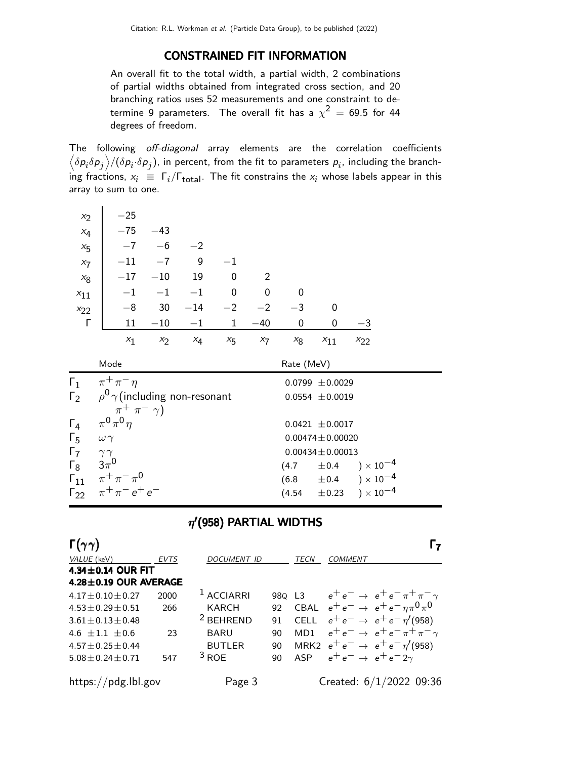## CONSTRAINED FIT INFORMATION

An overall fit to the total width, a partial width, 2 combinations of partial widths obtained from integrated cross section, and 20 branching ratios uses 52 measurements and one constraint to determine 9 parameters. The overall fit has a $\chi^2 = 69.5$ for 44 degrees of freedom.

The following *off-diagonal* array elements are the correlation coefficients $\left\langle \delta p_i \delta p_j \right\rangle / (\delta p_i \cdot \delta p_j)$, in percent, from the fit to parameters $p_i$, including the branching fractions, $x_i \equiv \Gamma_i / \Gamma_{\text{total}}$. The fit constrains the $x_i$ whose labels appear in this array to sum to one.

| | | | | | | | | |
|---|---|---|---|---|---|---|---|---|
| $x_2$ | −25 | | | | | | | |
| $x_4$ | −75 | −43 | | | | | | |
| $x_5$ | −7 | −6 | −2 | | | | | |
| $x_7$ | −11 | −7 | 9 | −1 | | | | |
| $x_8$ | −17 | −10 | 19 | 0 | 2 | | | |
| $x_{11}$ | −1 | −1 | −1 | 0 | 0 | 0 | | |
| $x_{22}$ | −8 | 30 | −14 | −2 | −2 | −3 | 0 | |
| $\Gamma$ | 11 | −10 | −1 | 1 | −40 | 0 | 0 | −3 |
| | $x_1$ | $x_2$ | $x_4$ | $x_5$ | $x_7$ | $x_8$ | $x_{11}$ | $x_{22}$ |

| | Mode | Rate (MeV) |
|---|---|---|
| $\Gamma_1$ | $\pi^+ \pi^- \eta$ | $0.0799 \pm 0.0029$ |
| $\Gamma_2$ | $\rho^0 \gamma$ (including non-resonant $\pi^+ \pi^- \gamma$) | $0.0554 \pm 0.0019$ |
| $\Gamma_4$ | $\pi^0 \pi^0 \eta$ | $0.0421 \pm 0.0017$ |
| $\Gamma_5$ | $\omega \gamma$ | $0.00474 \pm 0.00020$ |
| $\Gamma_7$ | $\gamma \gamma$ | $0.00434 \pm 0.00013$ |
| $\Gamma_8$ | $3\pi^0$ | $(4.7 \pm 0.4) \times 10^{-4}$ |
| $\Gamma_{11}$ | $\pi^+ \pi^- \pi^0$ | $(6.8 \pm 0.4) \times 10^{-4}$ |
| $\Gamma_{22}$ | $\pi^+ \pi^- e^+ e^-$ | $(4.54 \pm 0.23) \times 10^{-4}$ |

## $\eta'(958)$ PARTIAL WIDTHS

### $\Gamma(\gamma\gamma)$ — $\Gamma_7$

| VALUE (keV) | EVTS | DOCUMENT ID | | TECN | COMMENT |
|---|---|---|---|---|---|
| **4.34±0.14 OUR FIT** | | | | | |
| **4.28±0.19 OUR AVERAGE** | | | | | |
| $4.17 \pm 0.10 \pm 0.27$ | 2000 | [1] ACCIARRI | 98Q | L3 | $e^+ e^- \to e^+ e^- \pi^+ \pi^- \gamma$ |
| $4.53 \pm 0.29 \pm 0.51$ | 266 | KARCH | 92 | CBAL | $e^+ e^- \to e^+ e^- \eta \pi^0 \pi^0$ |
| $3.61 \pm 0.13 \pm 0.48$ | | [2] BEHREND | 91 | CELL | $e^+ e^- \to e^+ e^- \eta'(958)$ |
| $4.6 \pm 1.1 \pm 0.6$ | 23 | BARU | 90 | MD1 | $e^+ e^- \to e^+ e^- \pi^+ \pi^- \gamma$ |
| $4.57 \pm 0.25 \pm 0.44$ | | BUTLER | 90 | MRK2 | $e^+ e^- \to e^+ e^- \eta'(958)$ |
| $5.08 \pm 0.24 \pm 0.71$ | 547 | [3] ROE | 90 | ASP | $e^+ e^- \to e^+ e^- 2\gamma$ |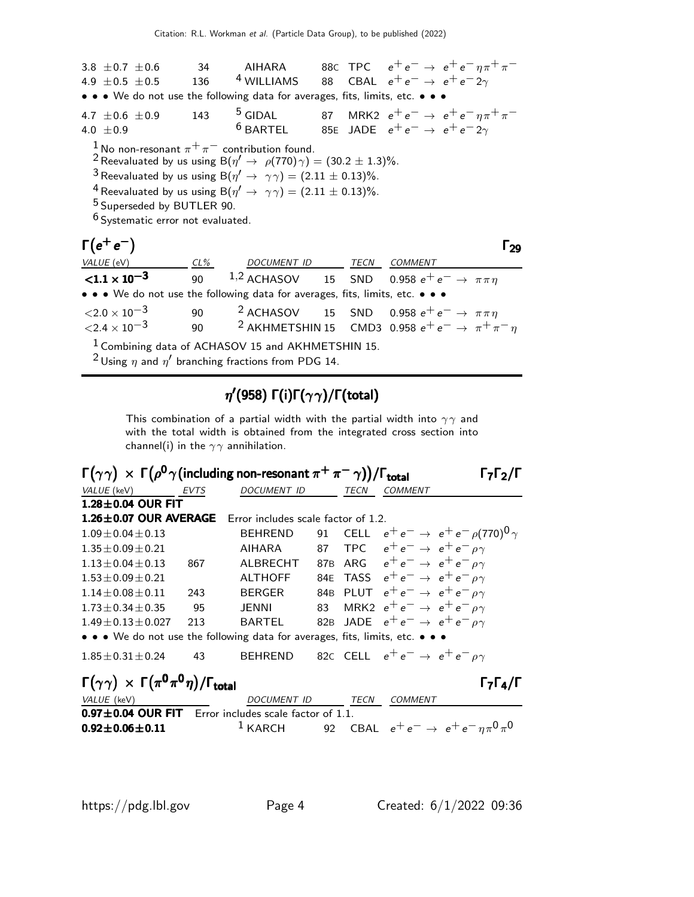| | | | | | |
|---|---|---|---|---|---|
| 3.8 ±0.7 ±0.6 | 34 | AIHARA | 88C | TPC | $e^+e^- \rightarrow e^+e^-\eta\pi^+\pi^-$ |
| 4.9 ±0.5 ±0.5 | 136 | [4] WILLIAMS | 88 | CBAL | $e^+e^- \rightarrow e^+e^-2\gamma$ |

• • • We do not use the following data for averages, fits, limits, etc. • • •

| | | | | | |
|---|---|---|---|---|---|
| 4.7 ±0.6 ±0.9 | 143 | [5] GIDAL | 87 | MRK2 | $e^+e^- \rightarrow e^+e^-\eta\pi^+\pi^-$ |
| 4.0 ±0.9 | | [6] BARTEL | 85E | JADE | $e^+e^- \rightarrow e^+e^-2\gamma$ |

[1] No non-resonant $\pi^+\pi^-$ contribution found.
[2] Reevaluated by us using $B(\eta' \rightarrow \rho(770)\gamma) = (30.2 \pm 1.3)\%$.
[3] Reevaluated by us using $B(\eta' \rightarrow \gamma\gamma) = (2.11 \pm 0.13)\%$.
[4] Reevaluated by us using $B(\eta' \rightarrow \gamma\gamma) = (2.11 \pm 0.13)\%$.
[5] Superseded by BUTLER 90.
[6] Systematic error not evaluated.

## $\Gamma(e^+e^-)$ — $\Gamma_{29}$

| VALUE (eV) | CL% | DOCUMENT ID | | TECN | COMMENT |
|---|---|---|---|---|---|
| **$<1.1 \times 10^{-3}$** | 90 | [1,2] ACHASOV | 15 | SND | 0.958 $e^+e^- \rightarrow \pi\pi\eta$ |

• • • We do not use the following data for averages, fits, limits, etc. • • •

| | | | | | |
|---|---|---|---|---|---|
| $<2.0 \times 10^{-3}$ | 90 | [2] ACHASOV | 15 | SND | 0.958 $e^+e^- \rightarrow \pi\pi\eta$ |
| $<2.4 \times 10^{-3}$ | 90 | [2] AKHMETSHIN | 15 | CMD3 | 0.958 $e^+e^- \rightarrow \pi^+\pi^-\eta$ |

[1] Combining data of ACHASOV 15 and AKHMETSHIN 15.
[2] Using $\eta$ and $\eta'$ branching fractions from PDG 14.

# $\eta'(958)$ $\Gamma(i)\Gamma(\gamma\gamma)/\Gamma(\text{total})$

This combination of a partial width with the partial width into $\gamma\gamma$ and with the total width is obtained from the integrated cross section into channel(i) in the $\gamma\gamma$ annihilation.

## $\Gamma(\gamma\gamma) \times \Gamma(\rho^0\gamma(\text{including non-resonant } \pi^+\pi^-\gamma))/\Gamma_{\text{total}}$ — $\Gamma_7\Gamma_2/\Gamma$

| VALUE (keV) | EVTS | DOCUMENT ID | | TECN | COMMENT |
|---|---|---|---|---|---|
| **1.28±0.04 OUR FIT** | | | | | |
| **1.26±0.07 OUR AVERAGE** | | Error includes scale factor of 1.2. | | | |
| 1.09±0.04±0.13 | | BEHREND | 91 | CELL | $e^+e^- \rightarrow e^+e^-\rho(770)^0\gamma$ |
| 1.35±0.09±0.21 | | AIHARA | 87 | TPC | $e^+e^- \rightarrow e^+e^-\rho\gamma$ |
| 1.13±0.04±0.13 | 867 | ALBRECHT | 87B | ARG | $e^+e^- \rightarrow e^+e^-\rho\gamma$ |
| 1.53±0.09±0.21 | | ALTHOFF | 84E | TASS | $e^+e^- \rightarrow e^+e^-\rho\gamma$ |
| 1.14±0.08±0.11 | 243 | BERGER | 84B | PLUT | $e^+e^- \rightarrow e^+e^-\rho\gamma$ |
| 1.73±0.34±0.35 | 95 | JENNI | 83 | MRK2 | $e^+e^- \rightarrow e^+e^-\rho\gamma$ |
| 1.49±0.13±0.027 | 213 | BARTEL | 82B | JADE | $e^+e^- \rightarrow e^+e^-\rho\gamma$ |

• • • We do not use the following data for averages, fits, limits, etc. • • •

| | | | | | |
|---|---|---|---|---|---|
| 1.85±0.31±0.24 | 43 | BEHREND | 82C | CELL | $e^+e^- \rightarrow e^+e^-\rho\gamma$ |

## $\Gamma(\gamma\gamma) \times \Gamma(\pi^0\pi^0\eta)/\Gamma_{\text{total}}$ — $\Gamma_7\Gamma_4/\Gamma$

| VALUE (keV) | DOCUMENT ID | | TECN | COMMENT |
|---|---|---|---|---|
| **0.97±0.04 OUR FIT** Error includes scale factor of 1.1. | | | | |
| **0.92±0.06±0.11** | [1] KARCH | 92 | CBAL | $e^+e^- \rightarrow e^+e^-\eta\pi^0\pi^0$ |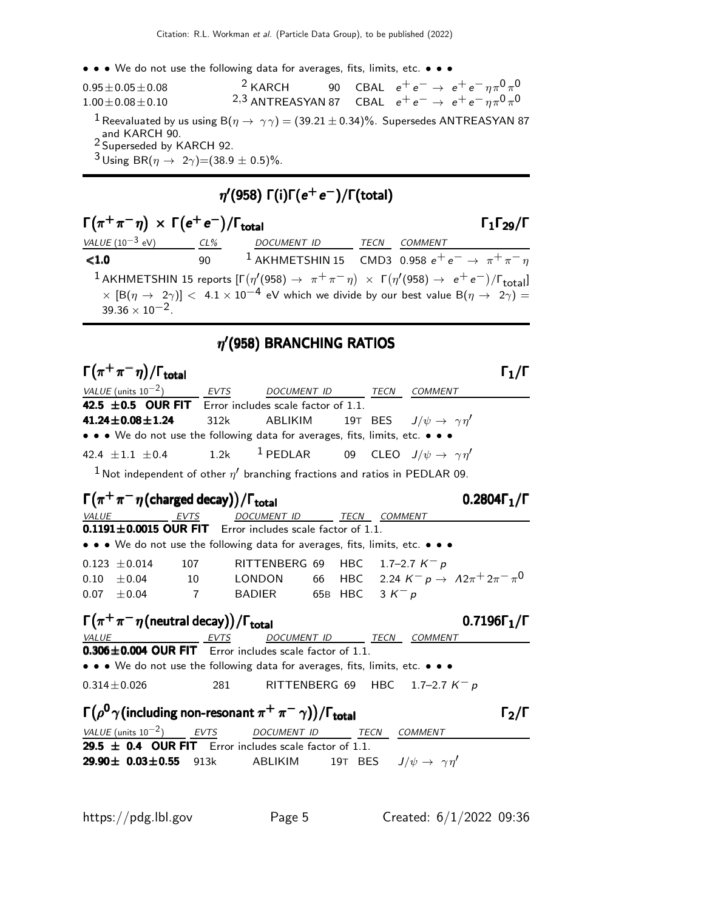• • • We do not use the following data for averages, fits, limits, etc. • • •

| | | | | |
|---|---|---|---|---|
| $0.95 \pm 0.05 \pm 0.08$ | [2] KARCH | 90 | CBAL | $e^+e^- \rightarrow e^+e^-\eta\pi^0\pi^0$ |
| $1.00 \pm 0.08 \pm 0.10$ | [2,3] ANTREASYAN 87 | | CBAL | $e^+e^- \rightarrow e^+e^-\eta\pi^0\pi^0$ |

[1] Reevaluated by us using $B(\eta \rightarrow \gamma\gamma) = (39.21 \pm 0.34)\%$. Supersedes ANTREASYAN 87 and KARCH 90.
[2] Superseded by KARCH 92.
[3] Using $BR(\eta \rightarrow 2\gamma) = (38.9 \pm 0.5)\%$.

## $\eta'(958)$ $\Gamma(i)\Gamma(e^+e^-)/\Gamma(\text{total})$

### $\Gamma(\pi^+\pi^-\eta) \times \Gamma(e^+e^-)/\Gamma_{\text{total}}$ $\quad\Gamma_1\Gamma_{29}/\Gamma$

| VALUE ($10^{-3}$ eV) | CL% | DOCUMENT ID | TECN | COMMENT |
|---|---|---|---|---|
| **<1.0** | 90 | [1] AKHMETSHIN 15 | CMD3 | $0.958\ e^+e^- \rightarrow \pi^+\pi^-\eta$ |

[1] AKHMETSHIN 15 reports $[\Gamma(\eta'(958) \rightarrow \pi^+\pi^-\eta) \times \Gamma(\eta'(958) \rightarrow e^+e^-)/\Gamma_{\text{total}}] \times [B(\eta \rightarrow 2\gamma)] < 4.1 \times 10^{-4}$ eV which we divide by our best value $B(\eta \rightarrow 2\gamma) = 39.36 \times 10^{-2}$.

## $\eta'(958)$ BRANCHING RATIOS

### $\Gamma(\pi^+\pi^-\eta)/\Gamma_{\text{total}}$ $\quad\Gamma_1/\Gamma$

| VALUE (units $10^{-2}$) | EVTS | DOCUMENT ID | | TECN | COMMENT |
|---|---|---|---|---|---|
| **42.5 ±0.5 OUR FIT** | Error includes scale factor of 1.1. | | | | |
| **41.24±0.08±1.24** | 312k | ABLIKIM | 19T | BES | $J/\psi \rightarrow \gamma\eta'$ |
| • • • We do not use the following data for averages, fits, limits, etc. • • • | | | | | |
| $42.4 \pm 1.1 \pm 0.4$ | 1.2k | [1] PEDLAR | 09 | CLEO | $J/\psi \rightarrow \gamma\eta'$ |

[1] Not independent of other $\eta'$ branching fractions and ratios in PEDLAR 09.

### $\Gamma(\pi^+\pi^-\eta(\text{charged decay}))/\Gamma_{\text{total}}$ $\quad 0.2804\Gamma_1/\Gamma$

| VALUE | EVTS | DOCUMENT ID | | TECN | COMMENT |
|---|---|---|---|---|---|
| **0.1191±0.0015 OUR FIT** | Error includes scale factor of 1.1. | | | | |
| • • • We do not use the following data for averages, fits, limits, etc. • • • | | | | | |
| $0.123 \pm 0.014$ | 107 | RITTENBERG | 69 | HBC | 1.7–2.7 $K^-p$ |
| $0.10 \pm 0.04$ | 10 | LONDON | 66 | HBC | 2.24 $K^-p \rightarrow \Lambda 2\pi^+ 2\pi^- \pi^0$ |
| $0.07 \pm 0.04$ | 7 | BADIER | 65B | HBC | 3 $K^-p$ |

### $\Gamma(\pi^+\pi^-\eta(\text{neutral decay}))/\Gamma_{\text{total}}$ $\quad 0.7196\Gamma_1/\Gamma$

| VALUE | EVTS | DOCUMENT ID | | TECN | COMMENT |
|---|---|---|---|---|---|
| **0.306±0.004 OUR FIT** | Error includes scale factor of 1.1. | | | | |
| • • • We do not use the following data for averages, fits, limits, etc. • • • | | | | | |
| $0.314 \pm 0.026$ | 281 | RITTENBERG | 69 | HBC | 1.7–2.7 $K^-p$ |

### $\Gamma(\rho^0\gamma(\text{including non-resonant } \pi^+\pi^-\gamma))/\Gamma_{\text{total}}$ $\quad\Gamma_2/\Gamma$

| VALUE (units $10^{-2}$) | EVTS | DOCUMENT ID | | TECN | COMMENT |
|---|---|---|---|---|---|
| **29.5 ± 0.4 OUR FIT** | Error includes scale factor of 1.1. | | | | |
| **29.90± 0.03±0.55** | 913k | ABLIKIM | 19T | BES | $J/\psi \rightarrow \gamma\eta'$ |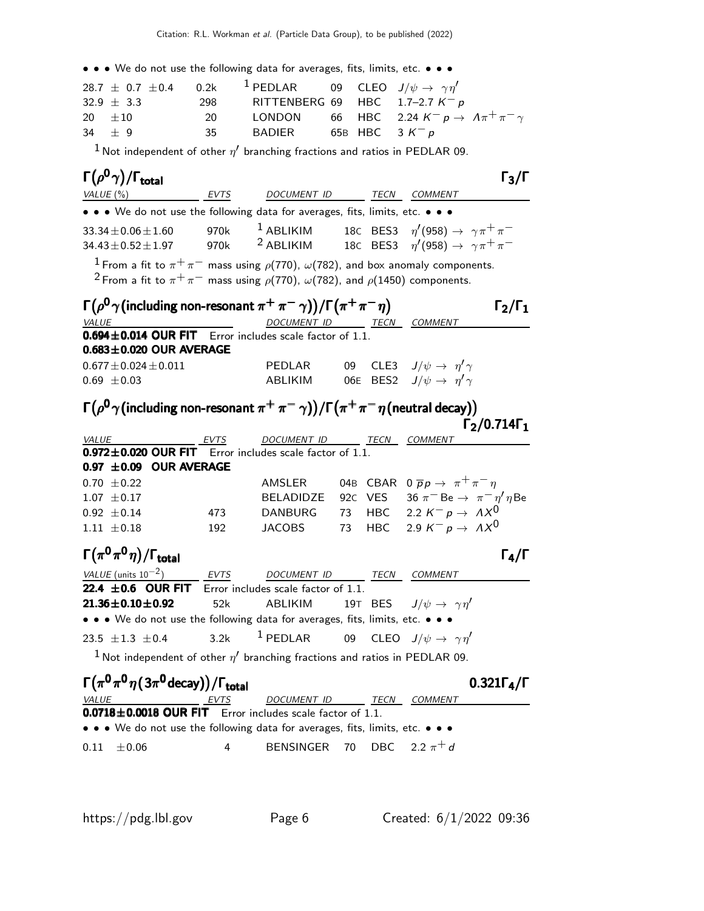• • • We do not use the following data for averages, fits, limits, etc. • • •

| | | | | | |
|---|---|---|---|---|---|
| 28.7 ± 0.7 ± 0.4 | 0.2k | [1] PEDLAR | 09 | CLEO | $J/\psi \to \gamma\eta'$ |
| 32.9 ± 3.3 | 298 | RITTENBERG | 69 | HBC | 1.7–2.7 $K^- p$ |
| 20 ± 10 | 20 | LONDON | 66 | HBC | 2.24 $K^- p \to \Lambda\pi^+\pi^-\gamma$ |
| 34 ± 9 | 35 | BADIER | 65B | HBC | 3 $K^- p$ |

[1] Not independent of other $\eta'$ branching fractions and ratios in PEDLAR 09.

### $\Gamma(\rho^0\gamma)/\Gamma_{total}$ — $\Gamma_3/\Gamma$

| VALUE (%) | EVTS | DOCUMENT ID | | TECN | COMMENT |
|---|---|---|---|---|---|
| • • • We do not use the following data for averages, fits, limits, etc. • • • | | | | | |
| 33.34 ± 0.06 ± 1.60 | 970k | [1] ABLIKIM | 18C | BES3 | $\eta'(958) \to \gamma\pi^+\pi^-$ |
| 34.43 ± 0.52 ± 1.97 | 970k | [2] ABLIKIM | 18C | BES3 | $\eta'(958) \to \gamma\pi^+\pi^-$ |

[1] From a fit to $\pi^+\pi^-$ mass using $\rho(770)$, $\omega(782)$, and box anomaly components.
[2] From a fit to $\pi^+\pi^-$ mass using $\rho(770)$, $\omega(782)$, and $\rho(1450)$ components.

### $\Gamma(\rho^0\gamma\text{(including non-resonant } \pi^+\pi^-\gamma))/\Gamma(\pi^+\pi^-\eta)$ — $\Gamma_2/\Gamma_1$

| VALUE | DOCUMENT ID | | TECN | COMMENT |
|---|---|---|---|---|
| **0.694 ± 0.014 OUR FIT** Error includes scale factor of 1.1. | | | | |
| **0.683 ± 0.020 OUR AVERAGE** | | | | |
| 0.677 ± 0.024 ± 0.011 | PEDLAR | 09 | CLE3 | $J/\psi \to \eta'\gamma$ |
| 0.69 ± 0.03 | ABLIKIM | 06E | BES2 | $J/\psi \to \eta'\gamma$ |

### $\Gamma(\rho^0\gamma\text{(including non-resonant } \pi^+\pi^-\gamma))/\Gamma(\pi^+\pi^-\eta\text{(neutral decay)})$ — $\Gamma_2/0.714\Gamma_1$

| VALUE | EVTS | DOCUMENT ID | | TECN | COMMENT |
|---|---|---|---|---|---|
| **0.972 ± 0.020 OUR FIT** Error includes scale factor of 1.1. | | | | | |
| **0.97 ± 0.09 OUR AVERAGE** | | | | | |
| 0.70 ± 0.22 | | AMSLER | 04B | CBAR | $0\ \overline{p}p \to \pi^+\pi^-\eta$ |
| 1.07 ± 0.17 | | BELADIDZE | 92C | VES | 36 $\pi^-$Be $\to \pi^-\eta'\eta$Be |
| 0.92 ± 0.14 | 473 | DANBURG | 73 | HBC | 2.2 $K^- p \to \Lambda X^0$ |
| 1.11 ± 0.18 | 192 | JACOBS | 73 | HBC | 2.9 $K^- p \to \Lambda X^0$ |

### $\Gamma(\pi^0\pi^0\eta)/\Gamma_{total}$ — $\Gamma_4/\Gamma$

| VALUE (units $10^{-2}$) | EVTS | DOCUMENT ID | | TECN | COMMENT |
|---|---|---|---|---|---|
| **22.4 ± 0.6 OUR FIT** Error includes scale factor of 1.1. | | | | | |
| **21.36 ± 0.10 ± 0.92** | 52k | ABLIKIM | 19T | BES | $J/\psi \to \gamma\eta'$ |
| • • • We do not use the following data for averages, fits, limits, etc. • • • | | | | | |
| 23.5 ± 1.3 ± 0.4 | 3.2k | [1] PEDLAR | 09 | CLEO | $J/\psi \to \gamma\eta'$ |

[1] Not independent of other $\eta'$ branching fractions and ratios in PEDLAR 09.

### $\Gamma(\pi^0\pi^0\eta(3\pi^0\text{decay}))/\Gamma_{total}$ — $0.321\Gamma_4/\Gamma$

| VALUE | EVTS | DOCUMENT ID | | TECN | COMMENT |
|---|---|---|---|---|---|
| **0.0718 ± 0.0018 OUR FIT** Error includes scale factor of 1.1. | | | | | |
| • • • We do not use the following data for averages, fits, limits, etc. • • • | | | | | |
| 0.11 ± 0.06 | 4 | BENSINGER | 70 | DBC | 2.2 $\pi^+ d$ |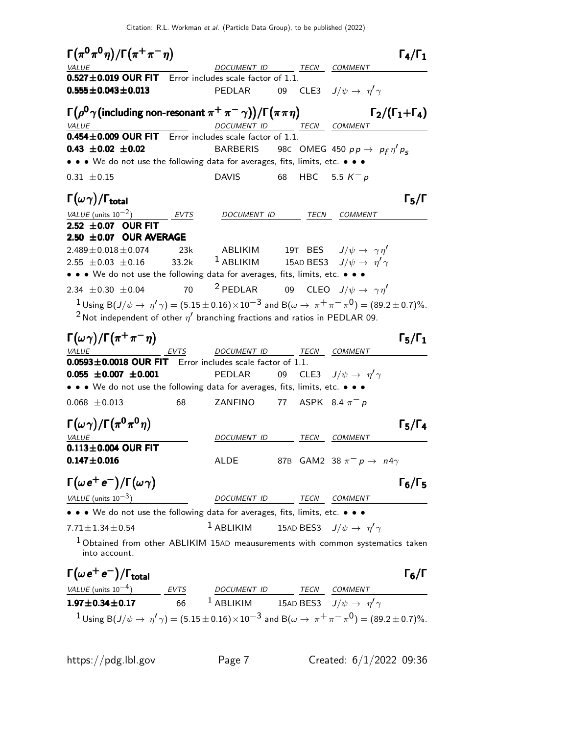### $\Gamma(\pi^0\pi^0\eta)/\Gamma(\pi^+\pi^-\eta)$ — $\Gamma_4/\Gamma_1$

| VALUE | DOCUMENT ID | | TECN | COMMENT |
|---|---|---|---|---|
| **0.527±0.019 OUR FIT** | Error includes scale factor of 1.1. | | | |
| **0.555±0.043±0.013** | PEDLAR | 09 | CLE3 | $J/\psi \to \eta' \gamma$ |

### $\Gamma(\rho^0\gamma$(including non-resonant $\pi^+\pi^-\gamma))/\Gamma(\pi\pi\eta)$ — $\Gamma_2/(\Gamma_1+\Gamma_4)$

| VALUE | DOCUMENT ID | | TECN | COMMENT |
|---|---|---|---|---|
| **0.454±0.009 OUR FIT** | Error includes scale factor of 1.1. | | | |
| **0.43 ±0.02 ±0.02** | BARBERIS | 98C | OMEG | 450 $pp \to p_f \eta' p_s$ |
| • • • We do not use the following data for averages, fits, limits, etc. • • • | | | | |
| 0.31 ±0.15 | DAVIS | 68 | HBC | 5.5 $K^- p$ |

### $\Gamma(\omega\gamma)/\Gamma_{\text{total}}$ — $\Gamma_5/\Gamma$

| VALUE (units $10^{-2}$) | EVTS | DOCUMENT ID | | TECN | COMMENT |
|---|---|---|---|---|---|
| **2.52 ±0.07 OUR FIT** | | | | | |
| **2.50 ±0.07 OUR AVERAGE** | | | | | |
| 2.489±0.018±0.074 | 23k | ABLIKIM | 19T | BES | $J/\psi \to \gamma\eta'$ |
| 2.55 ±0.03 ±0.16 | 33.2k | [1] ABLIKIM | 15AD | BES3 | $J/\psi \to \eta' \gamma$ |
| • • • We do not use the following data for averages, fits, limits, etc. • • • | | | | | |
| 2.34 ±0.30 ±0.04 | 70 | [2] PEDLAR | 09 | CLEO | $J/\psi \to \gamma\eta'$ |

[1] Using $B(J/\psi \to \eta'\gamma) = (5.15 \pm 0.16)\times10^{-3}$ and $B(\omega \to \pi^+\pi^-\pi^0) = (89.2 \pm 0.7)\%$.

[2] Not independent of other $\eta'$ branching fractions and ratios in PEDLAR 09.

### $\Gamma(\omega\gamma)/\Gamma(\pi^+\pi^-\eta)$ — $\Gamma_5/\Gamma_1$

| VALUE | EVTS | DOCUMENT ID | | TECN | COMMENT |
|---|---|---|---|---|---|
| **0.0593±0.0018 OUR FIT** | | Error includes scale factor of 1.1. | | | |
| **0.055 ±0.007 ±0.001** | | PEDLAR | 09 | CLE3 | $J/\psi \to \eta' \gamma$ |
| • • • We do not use the following data for averages, fits, limits, etc. • • • | | | | | |
| 0.068 ±0.013 | 68 | ZANFINO | 77 | ASPK | 8.4 $\pi^- p$ |

### $\Gamma(\omega\gamma)/\Gamma(\pi^0\pi^0\eta)$ — $\Gamma_5/\Gamma_4$

| VALUE | DOCUMENT ID | | TECN | COMMENT |
|---|---|---|---|---|
| **0.113±0.004 OUR FIT** | | | | |
| **0.147±0.016** | ALDE | 87B | GAM2 | 38 $\pi^- p \to n 4\gamma$ |

### $\Gamma(\omega e^+ e^-)/\Gamma(\omega\gamma)$ — $\Gamma_6/\Gamma_5$

| VALUE (units $10^{-3}$) | DOCUMENT ID | | TECN | COMMENT |
|---|---|---|---|---|
| • • • We do not use the following data for averages, fits, limits, etc. • • • | | | | |
| 7.71±1.34±0.54 | [1] ABLIKIM | 15AD | BES3 | $J/\psi \to \eta' \gamma$ |

[1] Obtained from other ABLIKIM 15AD meausurements with common systematics taken into account.

### $\Gamma(\omega e^+ e^-)/\Gamma_{\text{total}}$ — $\Gamma_6/\Gamma$

| VALUE (units $10^{-4}$) | EVTS | DOCUMENT ID | | TECN | COMMENT |
|---|---|---|---|---|---|
| **1.97±0.34±0.17** | 66 | [1] ABLIKIM | 15AD | BES3 | $J/\psi \to \eta' \gamma$ |

[1] Using $B(J/\psi \to \eta'\gamma) = (5.15 \pm 0.16)\times10^{-3}$ and $B(\omega \to \pi^+\pi^-\pi^0) = (89.2 \pm 0.7)\%$.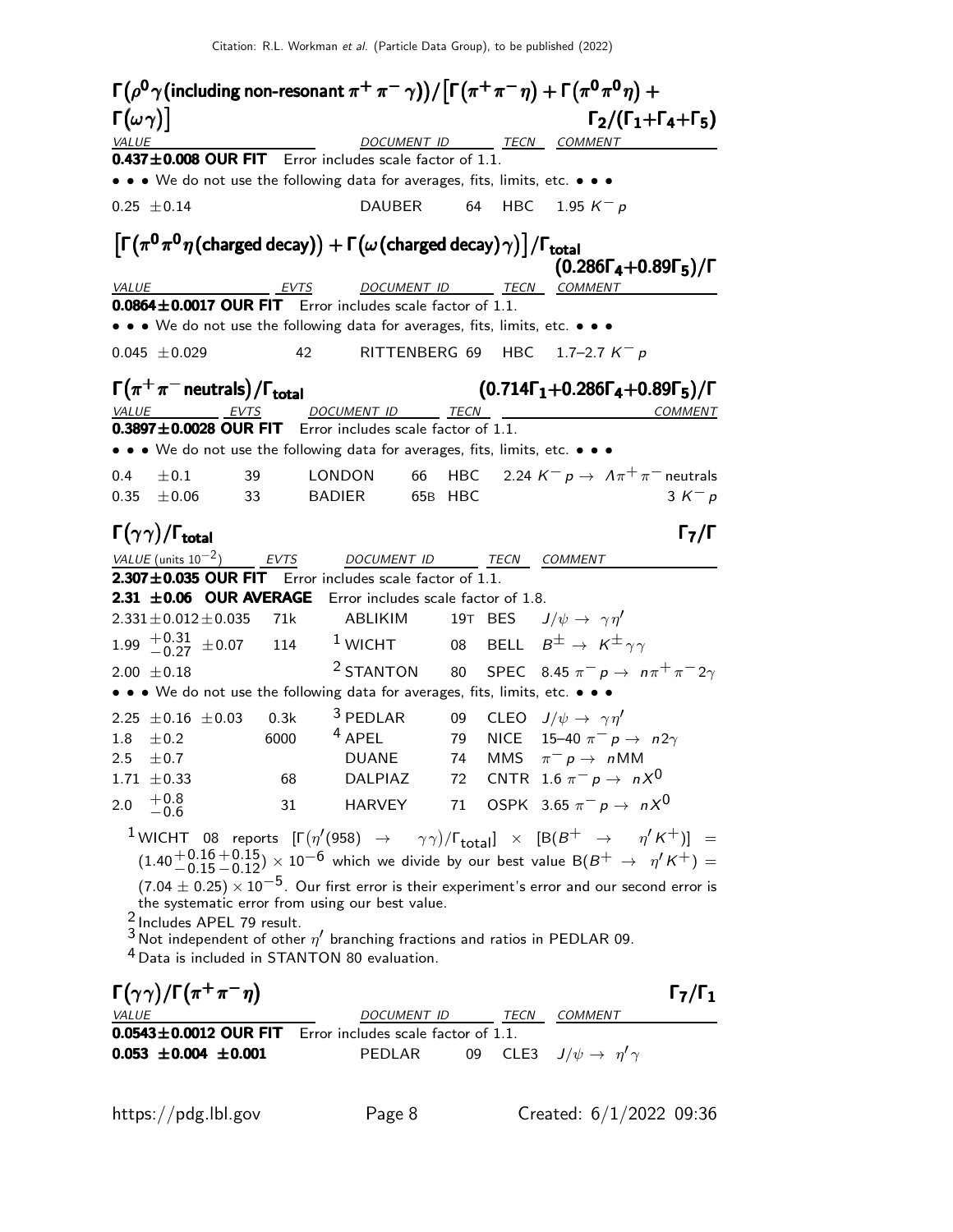### $\Gamma(\rho^0\gamma\text{(including non-resonant }\pi^+\pi^-\gamma)) / [\Gamma(\pi^+\pi^-\eta) + \Gamma(\pi^0\pi^0\eta) + \Gamma(\omega\gamma)]$ — $\Gamma_2/(\Gamma_1+\Gamma_4+\Gamma_5)$

| VALUE | DOCUMENT ID | | TECN | COMMENT |
|---|---|---|---|---|
| **0.437±0.008 OUR FIT** Error includes scale factor of 1.1. | | | | |
| • • • We do not use the following data for averages, fits, limits, etc. • • • | | | | |
| 0.25 ±0.14 | DAUBER | 64 | HBC | 1.95 $K^- p$ |

### $[\Gamma(\pi^0\pi^0\eta\text{(charged decay)}) + \Gamma(\omega\text{(charged decay)}\gamma)]/\Gamma_{\text{total}}$ — $(0.286\Gamma_4+0.89\Gamma_5)/\Gamma$

| VALUE | EVTS | DOCUMENT ID | | TECN | COMMENT |
|---|---|---|---|---|---|
| **0.0864±0.0017 OUR FIT** Error includes scale factor of 1.1. | | | | | |
| • • • We do not use the following data for averages, fits, limits, etc. • • • | | | | | |
| 0.045 ±0.029 | 42 | RITTENBERG | 69 | HBC | 1.7–2.7 $K^- p$ |

### $\Gamma(\pi^+\pi^-\text{neutrals})/\Gamma_{\text{total}}$ — $(0.714\Gamma_1+0.286\Gamma_4+0.89\Gamma_5)/\Gamma$

| VALUE | EVTS | DOCUMENT ID | | TECN | COMMENT |
|---|---|---|---|---|---|
| **0.3897±0.0028 OUR FIT** Error includes scale factor of 1.1. | | | | | |
| • • • We do not use the following data for averages, fits, limits, etc. • • • | | | | | |
| 0.4 ±0.1 | 39 | LONDON | 66 | HBC | 2.24 $K^- p \to \Lambda\pi^+\pi^-$ neutrals |
| 0.35 ±0.06 | 33 | BADIER | 65B | HBC | 3 $K^- p$ |

### $\Gamma(\gamma\gamma)/\Gamma_{\text{total}}$ — $\Gamma_7/\Gamma$

| VALUE (units $10^{-2}$) | EVTS | DOCUMENT ID | | TECN | COMMENT |
|---|---|---|---|---|---|
| **2.307±0.035 OUR FIT** Error includes scale factor of 1.1. | | | | | |
| **2.31 ±0.06 OUR AVERAGE** Error includes scale factor of 1.8. | | | | | |
| 2.331±0.012±0.035 | 71k | ABLIKIM | 19T | BES | $J/\psi \to \gamma\eta'$ |
| $1.99\ ^{+0.31}_{-0.27}$ ±0.07 | 114 | [1] WICHT | 08 | BELL | $B^\pm \to K^\pm\gamma\gamma$ |
| 2.00 ±0.18 | | [2] STANTON | 80 | SPEC | 8.45 $\pi^- p \to n\pi^+\pi^- 2\gamma$ |
| • • • We do not use the following data for averages, fits, limits, etc. • • • | | | | | |
| 2.25 ±0.16 ±0.03 | 0.3k | [3] PEDLAR | 09 | CLEO | $J/\psi \to \gamma\eta'$ |
| 1.8 ±0.2 | 6000 | [4] APEL | 79 | NICE | 15–40 $\pi^- p \to n 2\gamma$ |
| 2.5 ±0.7 | | DUANE | 74 | MMS | $\pi^- p \to n$MM |
| 1.71 ±0.33 | 68 | DALPIAZ | 72 | CNTR | 1.6 $\pi^- p \to nX^0$ |
| $2.0\ ^{+0.8}_{-0.6}$ | 31 | HARVEY | 71 | OSPK | 3.65 $\pi^- p \to nX^0$ |

[1] WICHT 08 reports $[\Gamma(\eta'(958) \to \gamma\gamma)/\Gamma_{\text{total}}] \times [B(B^+ \to \eta' K^+)] = (1.40^{+0.16}_{-0.15}{}^{+0.15}_{-0.12}) \times 10^{-6}$ which we divide by our best value $B(B^+ \to \eta' K^+) = (7.04 \pm 0.25) \times 10^{-5}$. Our first error is their experiment's error and our second error is the systematic error from using our best value.

[2] Includes APEL 79 result.

[3] Not independent of other $\eta'$ branching fractions and ratios in PEDLAR 09.

[4] Data is included in STANTON 80 evaluation.

### $\Gamma(\gamma\gamma)/\Gamma(\pi^+\pi^-\eta)$ — $\Gamma_7/\Gamma_1$

| VALUE | DOCUMENT ID | | TECN | COMMENT |
|---|---|---|---|---|
| **0.0543±0.0012 OUR FIT** Error includes scale factor of 1.1. | | | | |
| **0.053 ±0.004 ±0.001** | PEDLAR | 09 | CLE3 | $J/\psi \to \eta'\gamma$ |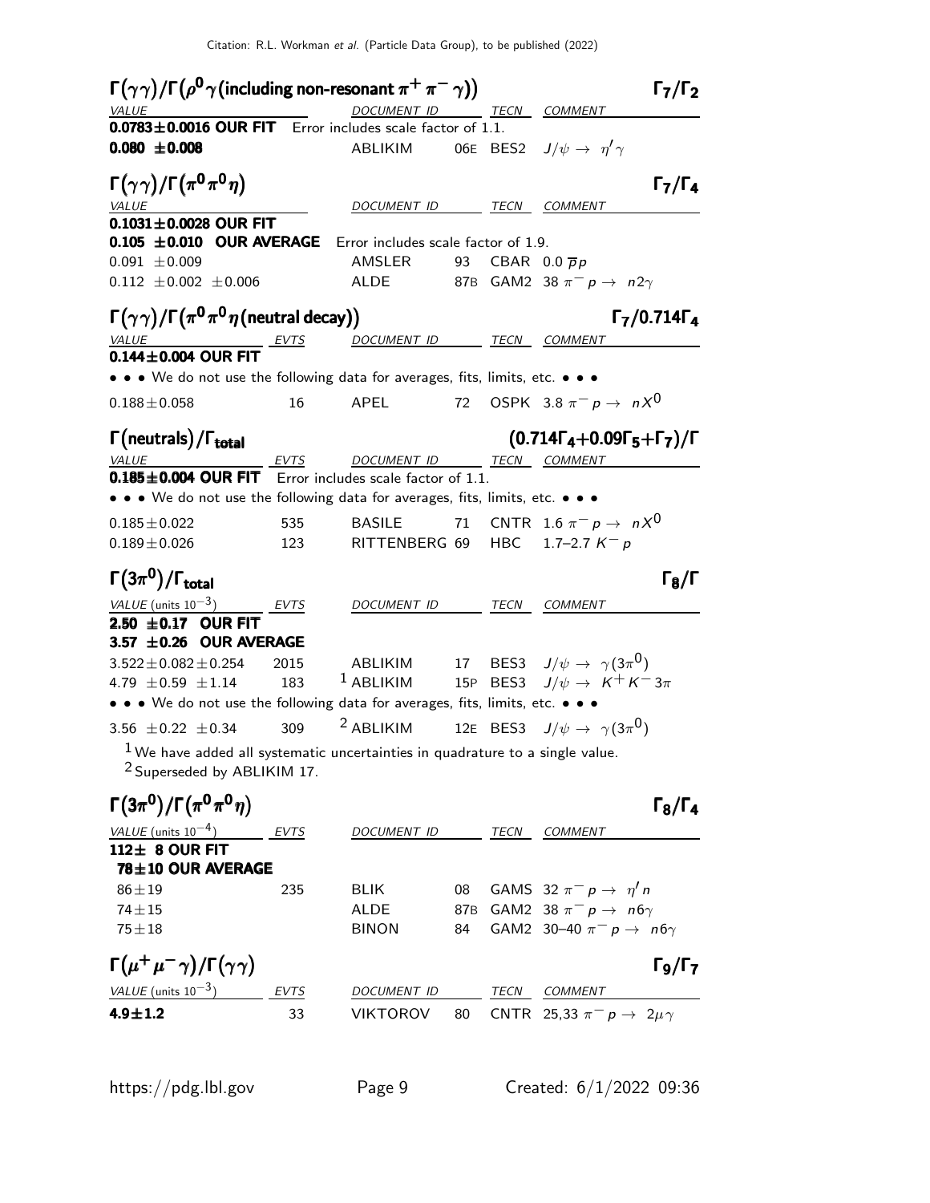## $\Gamma(\gamma\gamma)/\Gamma(\rho^0\gamma(\text{including non-resonant } \pi^+\pi^-\gamma))$ — $\Gamma_7/\Gamma_2$

| VALUE | DOCUMENT ID | | TECN | COMMENT |
|---|---|---|---|---|
| **0.0783±0.0016 OUR FIT** Error includes scale factor of 1.1. | | | | |
| **0.080 ±0.008** | ABLIKIM | 06E | BES2 | $J/\psi \to \eta' \gamma$ |

## $\Gamma(\gamma\gamma)/\Gamma(\pi^0\pi^0\eta)$ — $\Gamma_7/\Gamma_4$

| VALUE | DOCUMENT ID | | TECN | COMMENT |
|---|---|---|---|---|
| **0.1031±0.0028 OUR FIT** | | | | |
| **0.105 ±0.010 OUR AVERAGE** Error includes scale factor of 1.9. | | | | |
| 0.091 ±0.009 | AMSLER | 93 | CBAR | 0.0 $\overline{p}p$ |
| 0.112 ±0.002 ±0.006 | ALDE | 87B | GAM2 | 38 $\pi^- p \to n 2\gamma$ |

## $\Gamma(\gamma\gamma)/\Gamma(\pi^0\pi^0\eta(\text{neutral decay}))$ — $\Gamma_7/0.714\Gamma_4$

| VALUE | EVTS | DOCUMENT ID | | TECN | COMMENT |
|---|---|---|---|---|---|
| **0.144±0.004 OUR FIT** | | | | | |
| • • • We do not use the following data for averages, fits, limits, etc. • • • | | | | | |
| 0.188±0.058 | 16 | APEL | 72 | OSPK | 3.8 $\pi^- p \to n X^0$ |

## $\Gamma(\text{neutrals})/\Gamma_{\text{total}}$ — $(0.714\Gamma_4+0.09\Gamma_5+\Gamma_7)/\Gamma$

| VALUE | EVTS | DOCUMENT ID | | TECN | COMMENT |
|---|---|---|---|---|---|
| **0.185±0.004 OUR FIT** Error includes scale factor of 1.1. | | | | | |
| • • • We do not use the following data for averages, fits, limits, etc. • • • | | | | | |
| 0.185±0.022 | 535 | BASILE | 71 | CNTR | 1.6 $\pi^- p \to n X^0$ |
| 0.189±0.026 | 123 | RITTENBERG | 69 | HBC | 1.7–2.7 $K^- p$ |

## $\Gamma(3\pi^0)/\Gamma_{\text{total}}$ — $\Gamma_8/\Gamma$

| VALUE (units $10^{-3}$) | EVTS | DOCUMENT ID | | TECN | COMMENT |
|---|---|---|---|---|---|
| **2.50 ±0.17 OUR FIT** | | | | | |
| **3.57 ±0.26 OUR AVERAGE** | | | | | |
| 3.522±0.082±0.254 | 2015 | ABLIKIM | 17 | BES3 | $J/\psi \to \gamma(3\pi^0)$ |
| 4.79 ±0.59 ±1.14 | 183 | [1] ABLIKIM | 15P | BES3 | $J/\psi \to K^+K^- 3\pi$ |
| • • • We do not use the following data for averages, fits, limits, etc. • • • | | | | | |
| 3.56 ±0.22 ±0.34 | 309 | [2] ABLIKIM | 12E | BES3 | $J/\psi \to \gamma(3\pi^0)$ |

[1] We have added all systematic uncertainties in quadrature to a single value.
[2] Superseded by ABLIKIM 17.

## $\Gamma(3\pi^0)/\Gamma(\pi^0\pi^0\eta)$ — $\Gamma_8/\Gamma_4$

| VALUE (units $10^{-4}$) | EVTS | DOCUMENT ID | | TECN | COMMENT |
|---|---|---|---|---|---|
| **112± 8 OUR FIT** | | | | | |
| **78±10 OUR AVERAGE** | | | | | |
| 86±19 | 235 | BLIK | 08 | GAMS | 32 $\pi^- p \to \eta' n$ |
| 74±15 | | ALDE | 87B | GAM2 | 38 $\pi^- p \to n 6\gamma$ |
| 75±18 | | BINON | 84 | GAM2 | 30–40 $\pi^- p \to n 6\gamma$ |

## $\Gamma(\mu^+\mu^-\gamma)/\Gamma(\gamma\gamma)$ — $\Gamma_9/\Gamma_7$

| VALUE (units $10^{-3}$) | EVTS | DOCUMENT ID | | TECN | COMMENT |
|---|---|---|---|---|---|
| **4.9±1.2** | 33 | VIKTOROV | 80 | CNTR | 25,33 $\pi^- p \to 2\mu\gamma$ |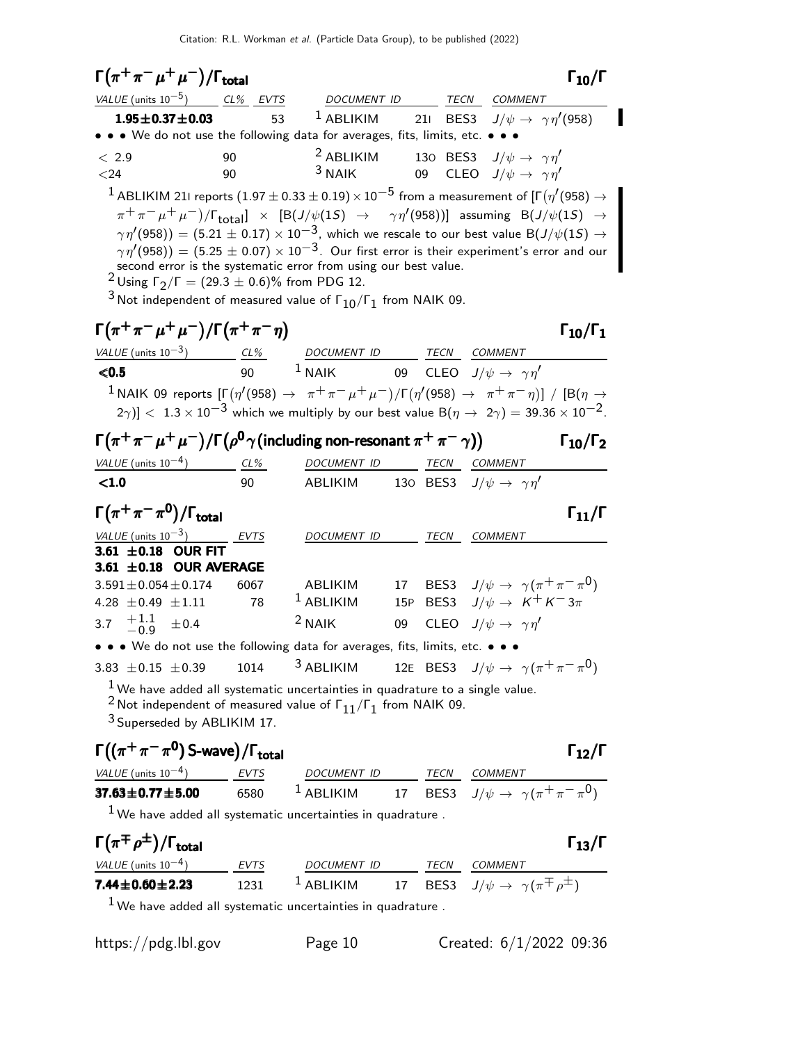## $\Gamma(\pi^+\pi^-\mu^+\mu^-)/\Gamma_{total}$ $\Gamma_{10}/\Gamma$

| VALUE (units $10^{-5}$) | CL% | EVTS | DOCUMENT ID | | TECN | COMMENT |
|---|---|---|---|---|---|---|
| **1.95±0.37±0.03** | | 53 | [1] ABLIKIM | 21I | BES3 | $J/\psi \to \gamma\eta'(958)$ |
| • • • We do not use the following data for averages, fits, limits, etc. • • • | | | | | | |
| < 2.9 | 90 | | [2] ABLIKIM | 13O | BES3 | $J/\psi \to \gamma\eta'$ |
| <24 | 90 | | [3] NAIK | 09 | CLEO | $J/\psi \to \gamma\eta'$ |

[1] ABLIKIM 21I reports $(1.97 \pm 0.33 \pm 0.19) \times 10^{-5}$ from a measurement of $[\Gamma(\eta'(958) \to \pi^+\pi^-\mu^+\mu^-)/\Gamma_{total}] \times [B(J/\psi(1S) \to \gamma\eta'(958))]$ assuming $B(J/\psi(1S) \to \gamma\eta'(958)) = (5.21 \pm 0.17) \times 10^{-3}$, which we rescale to our best value $B(J/\psi(1S) \to \gamma\eta'(958)) = (5.25 \pm 0.07) \times 10^{-3}$. Our first error is their experiment's error and our second error is the systematic error from using our best value.

[2] Using $\Gamma_2/\Gamma = (29.3 \pm 0.6)\%$ from PDG 12.

[3] Not independent of measured value of $\Gamma_{10}/\Gamma_1$ from NAIK 09.

## $\Gamma(\pi^+\pi^-\mu^+\mu^-)/\Gamma(\pi^+\pi^-\eta)$ $\Gamma_{10}/\Gamma_1$

| VALUE (units $10^{-3}$) | CL% | DOCUMENT ID | | TECN | COMMENT |
|---|---|---|---|---|---|
| **<0.5** | 90 | [1] NAIK | 09 | CLEO | $J/\psi \to \gamma\eta'$ |

[1] NAIK 09 reports $[\Gamma(\eta'(958) \to \pi^+\pi^-\mu^+\mu^-)/\Gamma(\eta'(958) \to \pi^+\pi^-\eta)]$ / $[B(\eta \to 2\gamma)] < 1.3 \times 10^{-3}$ which we multiply by our best value $B(\eta \to 2\gamma) = 39.36 \times 10^{-2}$.

## $\Gamma(\pi^+\pi^-\mu^+\mu^-)/\Gamma(\rho^0\gamma\text{(including non-resonant } \pi^+\pi^-\gamma))$ $\Gamma_{10}/\Gamma_2$

| VALUE (units $10^{-4}$) | CL% | DOCUMENT ID | | TECN | COMMENT |
|---|---|---|---|---|---|
| **<1.0** | 90 | ABLIKIM | 13O | BES3 | $J/\psi \to \gamma\eta'$ |

## $\Gamma(\pi^+\pi^-\pi^0)/\Gamma_{total}$ $\Gamma_{11}/\Gamma$

| VALUE (units $10^{-3}$) | EVTS | DOCUMENT ID | | TECN | COMMENT |
|---|---|---|---|---|---|
| **3.61 ±0.18 OUR FIT** | | | | | |
| **3.61 ±0.18 OUR AVERAGE** | | | | | |
| 3.591±0.054±0.174 | 6067 | ABLIKIM | 17 | BES3 | $J/\psi \to \gamma(\pi^+\pi^-\pi^0)$ |
| 4.28 ±0.49 ±1.11 | 78 | [1] ABLIKIM | 15P | BES3 | $J/\psi \to K^+K^-3\pi$ |
| 3.7 $^{+1.1}_{-0.9}$ ±0.4 | | [2] NAIK | 09 | CLEO | $J/\psi \to \gamma\eta'$ |
| • • • We do not use the following data for averages, fits, limits, etc. • • • | | | | | |
| 3.83 ±0.15 ±0.39 | 1014 | [3] ABLIKIM | 12E | BES3 | $J/\psi \to \gamma(\pi^+\pi^-\pi^0)$ |

[1] We have added all systematic uncertainties in quadrature to a single value.

[2] Not independent of measured value of $\Gamma_{11}/\Gamma_1$ from NAIK 09.

[3] Superseded by ABLIKIM 17.

## $\Gamma((\pi^+\pi^-\pi^0)\text{ S-wave})/\Gamma_{total}$ $\Gamma_{12}/\Gamma$

| VALUE (units $10^{-4}$) | EVTS | DOCUMENT ID | | TECN | COMMENT |
|---|---|---|---|---|---|
| **37.63±0.77±5.00** | 6580 | [1] ABLIKIM | 17 | BES3 | $J/\psi \to \gamma(\pi^+\pi^-\pi^0)$ |

[1] We have added all systematic uncertainties in quadrature .

## $\Gamma(\pi^\mp\rho^\pm)/\Gamma_{total}$ $\Gamma_{13}/\Gamma$

| VALUE (units $10^{-4}$) | EVTS | DOCUMENT ID | | TECN | COMMENT |
|---|---|---|---|---|---|
| **7.44±0.60±2.23** | 1231 | [1] ABLIKIM | 17 | BES3 | $J/\psi \to \gamma(\pi^\mp\rho^\pm)$ |

[1] We have added all systematic uncertainties in quadrature .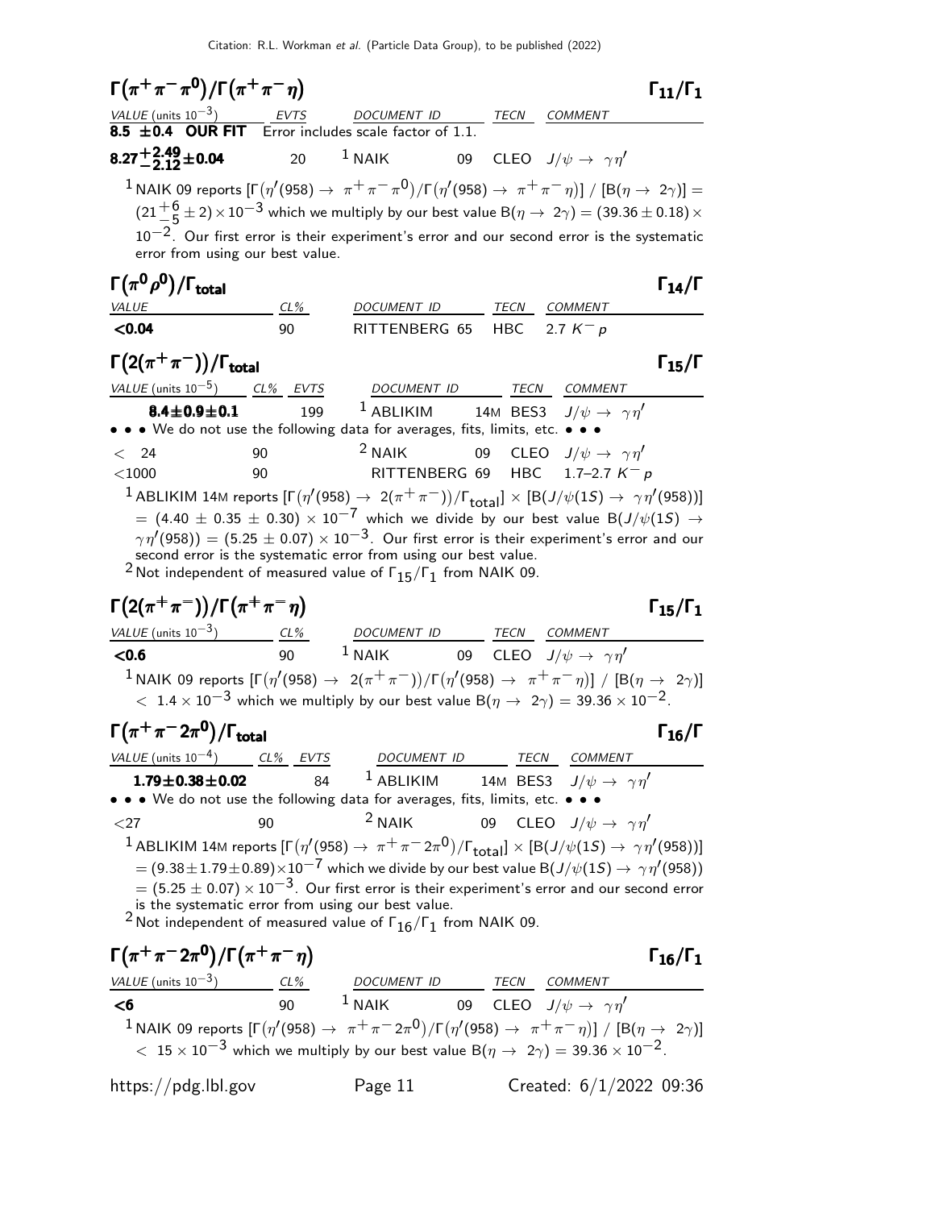### $\Gamma(\pi^+\pi^-\pi^0)/\Gamma(\pi^+\pi^-\eta)$ $\Gamma_{11}/\Gamma_1$

| VALUE (units $10^{-3}$) | EVTS | DOCUMENT ID | | TECN | COMMENT |
|---|---|---|---|---|---|
| **8.5 ±0.4 OUR FIT** Error includes scale factor of 1.1. | | | | | |
| **$8.27^{+2.49}_{-2.12}\pm0.04$** | 20 | [1] NAIK | 09 | CLEO | $J/\psi \to \gamma\eta'$ |

[1] NAIK 09 reports $[\Gamma(\eta'(958) \to \pi^+\pi^-\pi^0)/\Gamma(\eta'(958) \to \pi^+\pi^-\eta)]$ / $[B(\eta \to 2\gamma)]$ = $(21^{+6}_{-5} \pm 2)\times10^{-3}$ which we multiply by our best value $B(\eta \to 2\gamma) = (39.36 \pm 0.18)\times 10^{-2}$. Our first error is their experiment's error and our second error is the systematic error from using our best value.

### $\Gamma(\pi^0\rho^0)/\Gamma_{total}$ $\Gamma_{14}/\Gamma$

| VALUE | CL% | DOCUMENT ID | | TECN | COMMENT |
|---|---|---|---|---|---|
| **<0.04** | 90 | RITTENBERG | 65 | HBC | 2.7 $K^- p$ |

### $\Gamma(2(\pi^+\pi^-))/\Gamma_{total}$ $\Gamma_{15}/\Gamma$

| VALUE (units $10^{-5}$) | CL% | EVTS | DOCUMENT ID | | TECN | COMMENT |
|---|---|---|---|---|---|---|
| **8.4±0.9±0.1** | | 199 | [1] ABLIKIM | 14M | BES3 | $J/\psi \to \gamma\eta'$ |
| • • • We do not use the following data for averages, fits, limits, etc. • • • | | | | | | |
| < 24 | 90 | | [2] NAIK | 09 | CLEO | $J/\psi \to \gamma\eta'$ |
| <1000 | 90 | | RITTENBERG | 69 | HBC | 1.7–2.7 $K^- p$ |

[1] ABLIKIM 14M reports $[\Gamma(\eta'(958) \to 2(\pi^+\pi^-))/\Gamma_{total}] \times [B(J/\psi(1S) \to \gamma\eta'(958))]$ $= (4.40 \pm 0.35 \pm 0.30) \times 10^{-7}$ which we divide by our best value $B(J/\psi(1S) \to \gamma\eta'(958)) = (5.25 \pm 0.07) \times 10^{-3}$. Our first error is their experiment's error and our second error is the systematic error from using our best value.

[2] Not independent of measured value of $\Gamma_{15}/\Gamma_1$ from NAIK 09.

### $\Gamma(2(\pi^+\pi^-))/\Gamma(\pi^+\pi^-\eta)$ $\Gamma_{15}/\Gamma_1$

| VALUE (units $10^{-3}$) | CL% | DOCUMENT ID | | TECN | COMMENT |
|---|---|---|---|---|---|
| **<0.6** | 90 | [1] NAIK | 09 | CLEO | $J/\psi \to \gamma\eta'$ |

[1] NAIK 09 reports $[\Gamma(\eta'(958) \to 2(\pi^+\pi^-))/\Gamma(\eta'(958) \to \pi^+\pi^-\eta)]$ / $[B(\eta \to 2\gamma)]$ $< 1.4 \times 10^{-3}$ which we multiply by our best value $B(\eta \to 2\gamma) = 39.36 \times 10^{-2}$.

### $\Gamma(\pi^+\pi^-2\pi^0)/\Gamma_{total}$ $\Gamma_{16}/\Gamma$

| VALUE (units $10^{-4}$) | CL% | EVTS | DOCUMENT ID | | TECN | COMMENT |
|---|---|---|---|---|---|---|
| **1.79±0.38±0.02** | | 84 | [1] ABLIKIM | 14M | BES3 | $J/\psi \to \gamma\eta'$ |
| • • • We do not use the following data for averages, fits, limits, etc. • • • | | | | | | |
| <27 | 90 | | [2] NAIK | 09 | CLEO | $J/\psi \to \gamma\eta'$ |

[1] ABLIKIM 14M reports $[\Gamma(\eta'(958) \to \pi^+\pi^-2\pi^0)/\Gamma_{total}] \times [B(J/\psi(1S) \to \gamma\eta'(958))]$ $= (9.38\pm1.79\pm0.89)\times10^{-7}$ which we divide by our best value $B(J/\psi(1S) \to \gamma\eta'(958))$ $= (5.25 \pm 0.07) \times 10^{-3}$. Our first error is their experiment's error and our second error is the systematic error from using our best value.

[2] Not independent of measured value of $\Gamma_{16}/\Gamma_1$ from NAIK 09.

### $\Gamma(\pi^+\pi^-2\pi^0)/\Gamma(\pi^+\pi^-\eta)$ $\Gamma_{16}/\Gamma_1$

| VALUE (units $10^{-3}$) | CL% | DOCUMENT ID | | TECN | COMMENT |
|---|---|---|---|---|---|
| **<6** | 90 | [1] NAIK | 09 | CLEO | $J/\psi \to \gamma\eta'$ |

[1] NAIK 09 reports $[\Gamma(\eta'(958) \to \pi^+\pi^-2\pi^0)/\Gamma(\eta'(958) \to \pi^+\pi^-\eta)]$ / $[B(\eta \to 2\gamma)]$ $< 15 \times 10^{-3}$ which we multiply by our best value $B(\eta \to 2\gamma) = 39.36 \times 10^{-2}$.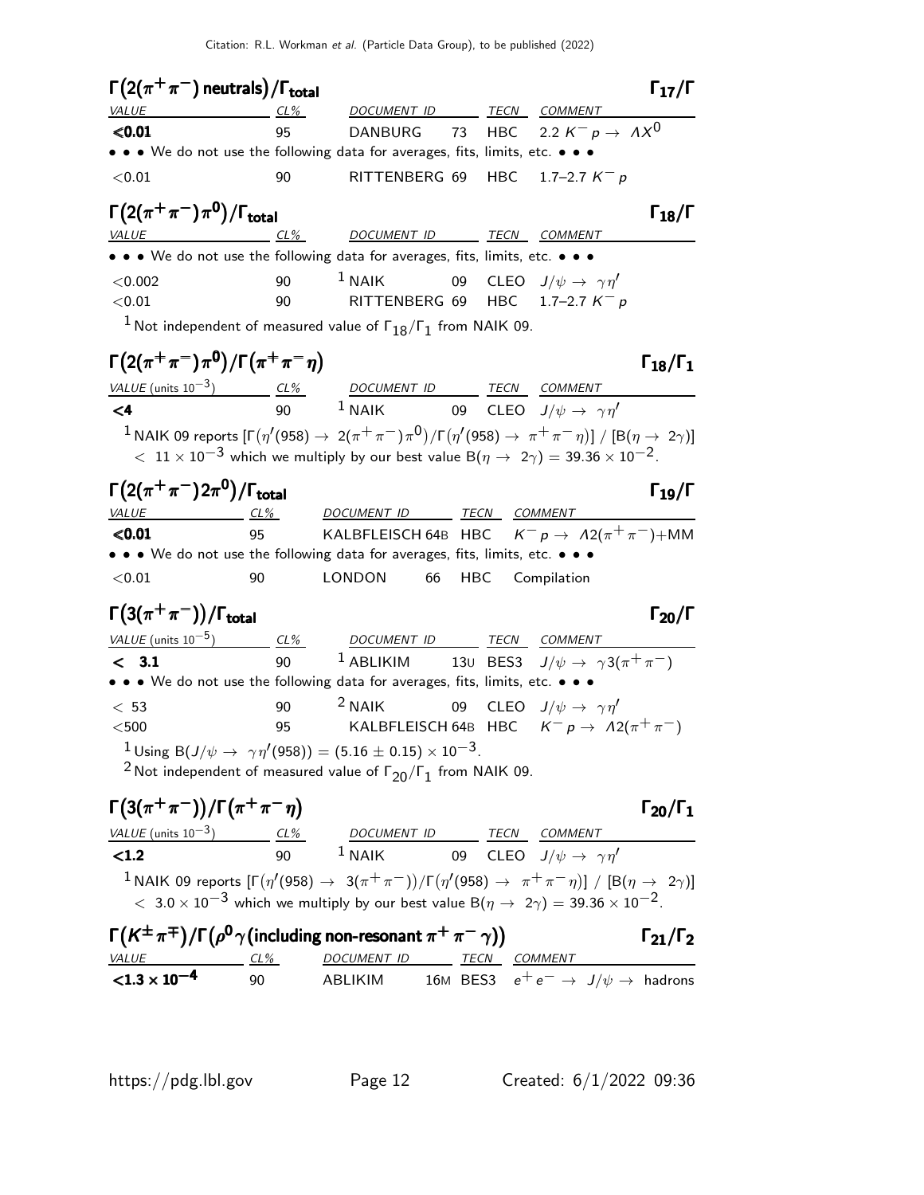### $\Gamma(2(\pi^+\pi^-)\text{ neutrals})/\Gamma_{\text{total}}$ — $\Gamma_{17}/\Gamma$

| VALUE | CL% | DOCUMENT ID | | TECN | COMMENT |
|---|---|---|---|---|---|
| **<0.01** | 95 | DANBURG | 73 | HBC | 2.2 $K^- p \rightarrow \Lambda X^0$ |
| • • • We do not use the following data for averages, fits, limits, etc. • • • | | | | | |
| <0.01 | 90 | RITTENBERG | 69 | HBC | 1.7–2.7 $K^- p$ |

### $\Gamma(2(\pi^+\pi^-)\pi^0)/\Gamma_{\text{total}}$ — $\Gamma_{18}/\Gamma$

| VALUE | CL% | DOCUMENT ID | | TECN | COMMENT |
|---|---|---|---|---|---|
| • • • We do not use the following data for averages, fits, limits, etc. • • • | | | | | |
| <0.002 | 90 | [1] NAIK | 09 | CLEO | $J/\psi \rightarrow \gamma\eta'$ |
| <0.01 | 90 | RITTENBERG | 69 | HBC | 1.7–2.7 $K^- p$ |

[1] Not independent of measured value of $\Gamma_{18}/\Gamma_1$ from NAIK 09.

### $\Gamma(2(\pi^+\pi^-)\pi^0)/\Gamma(\pi^+\pi^-\eta)$ — $\Gamma_{18}/\Gamma_1$

| VALUE (units $10^{-3}$) | CL% | DOCUMENT ID | | TECN | COMMENT |
|---|---|---|---|---|---|
| **<4** | 90 | [1] NAIK | 09 | CLEO | $J/\psi \rightarrow \gamma\eta'$ |

[1] NAIK 09 reports $[\Gamma(\eta'(958) \rightarrow 2(\pi^+\pi^-)\pi^0)/\Gamma(\eta'(958) \rightarrow \pi^+\pi^-\eta)]$ / $[B(\eta \rightarrow 2\gamma)]$ $< 11 \times 10^{-3}$ which we multiply by our best value $B(\eta \rightarrow 2\gamma) = 39.36 \times 10^{-2}$.

### $\Gamma(2(\pi^+\pi^-)2\pi^0)/\Gamma_{\text{total}}$ — $\Gamma_{19}/\Gamma$

| VALUE | CL% | DOCUMENT ID | | TECN | COMMENT |
|---|---|---|---|---|---|
| **<0.01** | 95 | KALBFLEISCH | 64B | HBC | $K^- p \rightarrow \Lambda 2(\pi^+\pi^-)$+MM |
| • • • We do not use the following data for averages, fits, limits, etc. • • • | | | | | |
| <0.01 | 90 | LONDON | 66 | HBC | Compilation |

### $\Gamma(3(\pi^+\pi^-))/\Gamma_{\text{total}}$ — $\Gamma_{20}/\Gamma$

| VALUE (units $10^{-5}$) | CL% | DOCUMENT ID | | TECN | COMMENT |
|---|---|---|---|---|---|
| **< 3.1** | 90 | [1] ABLIKIM | 13U | BES3 | $J/\psi \rightarrow \gamma 3(\pi^+\pi^-)$ |
| • • • We do not use the following data for averages, fits, limits, etc. • • • | | | | | |
| < 53 | 90 | [2] NAIK | 09 | CLEO | $J/\psi \rightarrow \gamma\eta'$ |
| <500 | 95 | KALBFLEISCH | 64B | HBC | $K^- p \rightarrow \Lambda 2(\pi^+\pi^-)$ |

[1] Using $B(J/\psi \rightarrow \gamma\eta'(958)) = (5.16 \pm 0.15) \times 10^{-3}$.

[2] Not independent of measured value of $\Gamma_{20}/\Gamma_1$ from NAIK 09.

### $\Gamma(3(\pi^+\pi^-))/\Gamma(\pi^+\pi^-\eta)$ — $\Gamma_{20}/\Gamma_1$

| VALUE (units $10^{-3}$) | CL% | DOCUMENT ID | | TECN | COMMENT |
|---|---|---|---|---|---|
| **<1.2** | 90 | [1] NAIK | 09 | CLEO | $J/\psi \rightarrow \gamma\eta'$ |

[1] NAIK 09 reports $[\Gamma(\eta'(958) \rightarrow 3(\pi^+\pi^-))/\Gamma(\eta'(958) \rightarrow \pi^+\pi^-\eta)]$ / $[B(\eta \rightarrow 2\gamma)]$ $< 3.0 \times 10^{-3}$ which we multiply by our best value $B(\eta \rightarrow 2\gamma) = 39.36 \times 10^{-2}$.

### $\Gamma(K^\pm\pi^\mp)/\Gamma(\rho^0\gamma\text{(including non-resonant }\pi^+\pi^-\gamma))$ — $\Gamma_{21}/\Gamma_2$

| VALUE | CL% | DOCUMENT ID | | TECN | COMMENT |
|---|---|---|---|---|---|
| **$<1.3 \times 10^{-4}$** | 90 | ABLIKIM | 16M | BES3 | $e^+e^- \rightarrow J/\psi \rightarrow$ hadrons |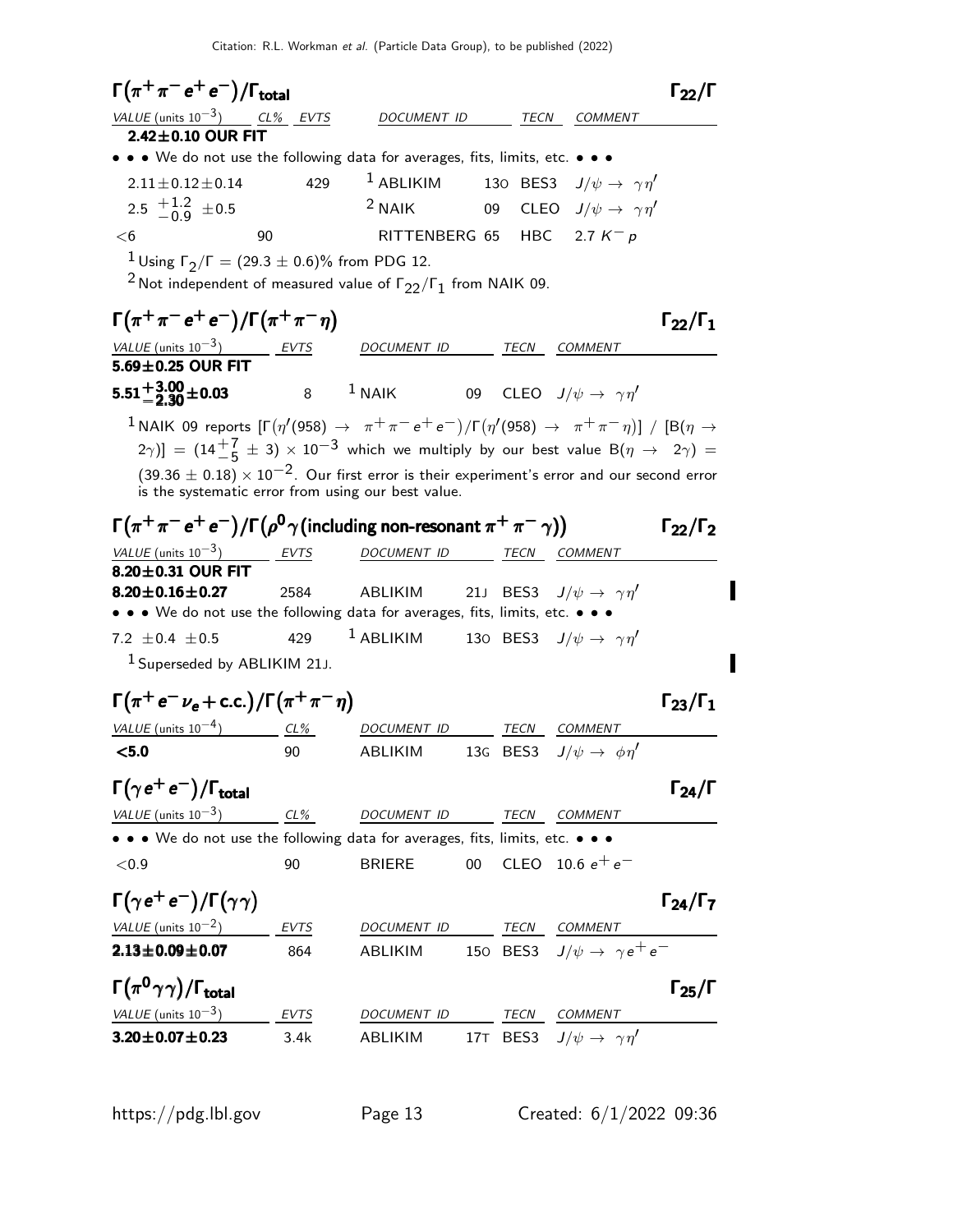## $\Gamma(\pi^+\pi^-e^+e^-)/\Gamma_{\text{total}}$ — $\Gamma_{22}/\Gamma$

| VALUE (units $10^{-3}$) | CL% | EVTS | DOCUMENT ID | | TECN | COMMENT |
|---|---|---|---|---|---|---|
| **2.42±0.10 OUR FIT** | | | | | | |
| • • • We do not use the following data for averages, fits, limits, etc. • • • | | | | | | |
| 2.11±0.12±0.14 | | 429 | [1] ABLIKIM | 13O | BES3 | $J/\psi \to \gamma\eta'$ |
| $2.5\ ^{+1.2}_{-0.9}\ \pm0.5$ | | | [2] NAIK | 09 | CLEO | $J/\psi \to \gamma\eta'$ |
| <6 | 90 | | RITTENBERG | 65 | HBC | 2.7 $K^- p$ |

[1] Using $\Gamma_2/\Gamma = (29.3 \pm 0.6)\%$ from PDG 12.

[2] Not independent of measured value of $\Gamma_{22}/\Gamma_1$ from NAIK 09.

## $\Gamma(\pi^+\pi^-e^+e^-)/\Gamma(\pi^+\pi^-\eta)$ — $\Gamma_{22}/\Gamma_1$

| VALUE (units $10^{-3}$) | EVTS | DOCUMENT ID | | TECN | COMMENT |
|---|---|---|---|---|---|
| **5.69±0.25 OUR FIT** | | | | | |
| $\mathbf{5.51^{+3.00}_{-2.30}\pm0.03}$ | 8 | [1] NAIK | 09 | CLEO | $J/\psi \to \gamma\eta'$ |

[1] NAIK 09 reports $[\Gamma(\eta'(958) \to \pi^+\pi^-e^+e^-)/\Gamma(\eta'(958) \to \pi^+\pi^-\eta)]$ / $[B(\eta \to 2\gamma)] = (14^{+7}_{-5} \pm 3) \times 10^{-3}$ which we multiply by our best value $B(\eta \to 2\gamma) = (39.36 \pm 0.18) \times 10^{-2}$. Our first error is their experiment's error and our second error is the systematic error from using our best value.

## $\Gamma(\pi^+\pi^-e^+e^-)/\Gamma(\rho^0\gamma\text{(including non-resonant } \pi^+\pi^-\gamma))$ — $\Gamma_{22}/\Gamma_2$

| VALUE (units $10^{-3}$) | EVTS | DOCUMENT ID | | TECN | COMMENT |
|---|---|---|---|---|---|
| **8.20±0.31 OUR FIT** | | | | | |
| **8.20±0.16±0.27** | 2584 | ABLIKIM | 21J | BES3 | $J/\psi \to \gamma\eta'$ |
| • • • We do not use the following data for averages, fits, limits, etc. • • • | | | | | |
| 7.2 ±0.4 ±0.5 | 429 | [1] ABLIKIM | 13O | BES3 | $J/\psi \to \gamma\eta'$ |

[1] Superseded by ABLIKIM 21J.

## $\Gamma(\pi^+e^-\nu_e + \text{c.c.})/\Gamma(\pi^+\pi^-\eta)$ — $\Gamma_{23}/\Gamma_1$

| VALUE (units $10^{-4}$) | CL% | DOCUMENT ID | | TECN | COMMENT |
|---|---|---|---|---|---|
| **<5.0** | 90 | ABLIKIM | 13G | BES3 | $J/\psi \to \phi\eta'$ |

## $\Gamma(\gamma e^+e^-)/\Gamma_{\text{total}}$ — $\Gamma_{24}/\Gamma$

| VALUE (units $10^{-3}$) | CL% | DOCUMENT ID | | TECN | COMMENT |
|---|---|---|---|---|---|
| • • • We do not use the following data for averages, fits, limits, etc. • • • | | | | | |
| <0.9 | 90 | BRIERE | 00 | CLEO | 10.6 $e^+e^-$ |

## $\Gamma(\gamma e^+e^-)/\Gamma(\gamma\gamma)$ — $\Gamma_{24}/\Gamma_7$

| VALUE (units $10^{-2}$) | EVTS | DOCUMENT ID | | TECN | COMMENT |
|---|---|---|---|---|---|
| **2.13±0.09±0.07** | 864 | ABLIKIM | 15O | BES3 | $J/\psi \to \gamma e^+e^-$ |

## $\Gamma(\pi^0\gamma\gamma)/\Gamma_{\text{total}}$ — $\Gamma_{25}/\Gamma$

| VALUE (units $10^{-3}$) | EVTS | DOCUMENT ID | | TECN | COMMENT |
|---|---|---|---|---|---|
| **3.20±0.07±0.23** | 3.4k | ABLIKIM | 17T | BES3 | $J/\psi \to \gamma\eta'$ |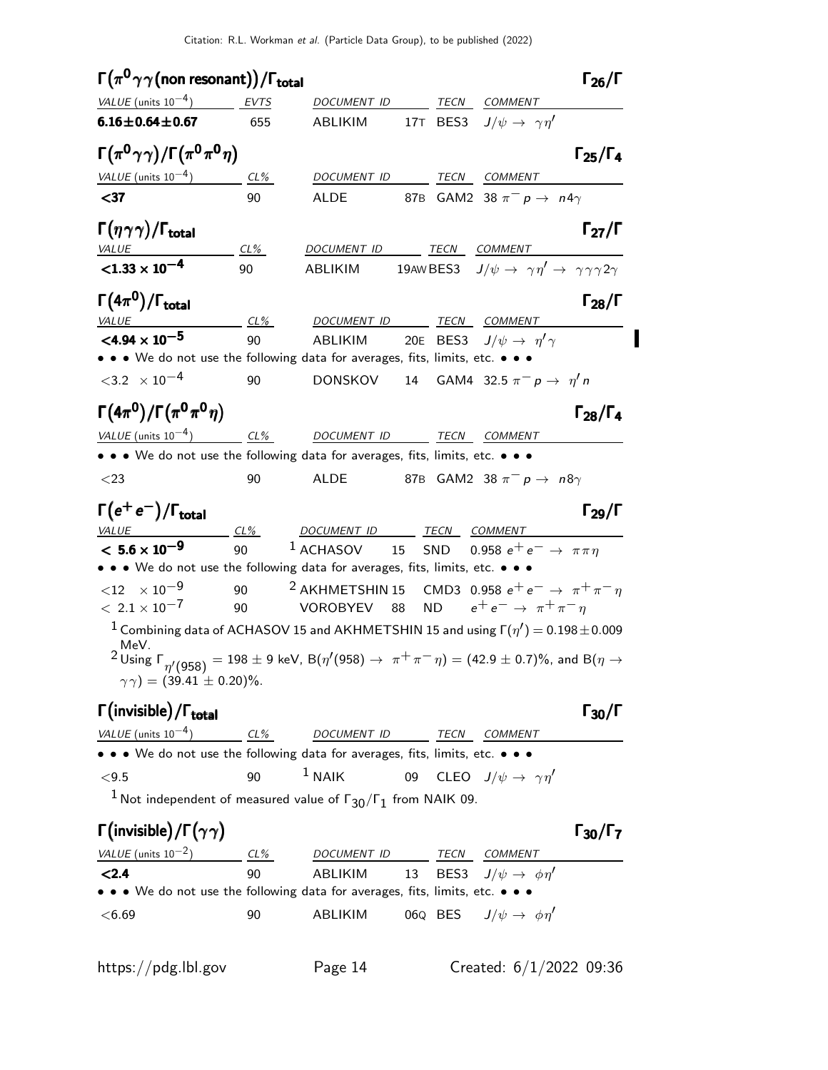### $\Gamma(\pi^0\gamma\gamma(\text{non resonant}))/\Gamma_{\text{total}}$ $\Gamma_{26}/\Gamma$

| VALUE (units $10^{-4}$) | EVTS | DOCUMENT ID | | TECN | COMMENT |
|---|---|---|---|---|---|
| **6.16±0.64±0.67** | 655 | ABLIKIM | 17T | BES3 | $J/\psi \to \gamma\eta'$ |

### $\Gamma(\pi^0\gamma\gamma)/\Gamma(\pi^0\pi^0\eta)$ $\Gamma_{25}/\Gamma_4$

| VALUE (units $10^{-4}$) | CL% | DOCUMENT ID | | TECN | COMMENT |
|---|---|---|---|---|---|
| **<37** | 90 | ALDE | 87B | GAM2 | 38 $\pi^- p \to n4\gamma$ |

### $\Gamma(\eta\gamma\gamma)/\Gamma_{\text{total}}$ $\Gamma_{27}/\Gamma$

| VALUE | CL% | DOCUMENT ID | | TECN | COMMENT |
|---|---|---|---|---|---|
| **$<1.33 \times 10^{-4}$** | 90 | ABLIKIM | 19AW | BES3 | $J/\psi \to \gamma\eta' \to \gamma\gamma\gamma 2\gamma$ |

### $\Gamma(4\pi^0)/\Gamma_{\text{total}}$ $\Gamma_{28}/\Gamma$

| VALUE | CL% | DOCUMENT ID | | TECN | COMMENT |
|---|---|---|---|---|---|
| **$<4.94 \times 10^{-5}$** | 90 | ABLIKIM | 20E | BES3 | $J/\psi \to \eta'\gamma$ |
| • • • We do not use the following data for averages, fits, limits, etc. • • • | | | | | |
| $<3.2 \times 10^{-4}$ | 90 | DONSKOV | 14 | GAM4 | 32.5 $\pi^- p \to \eta' n$ |

### $\Gamma(4\pi^0)/\Gamma(\pi^0\pi^0\eta)$ $\Gamma_{28}/\Gamma_4$

| VALUE (units $10^{-4}$) | CL% | DOCUMENT ID | | TECN | COMMENT |
|---|---|---|---|---|---|
| • • • We do not use the following data for averages, fits, limits, etc. • • • | | | | | |
| $<23$ | 90 | ALDE | 87B | GAM2 | 38 $\pi^- p \to n8\gamma$ |

### $\Gamma(e^+e^-)/\Gamma_{\text{total}}$ $\Gamma_{29}/\Gamma$

| VALUE | CL% | DOCUMENT ID | | TECN | COMMENT |
|---|---|---|---|---|---|
| **$< 5.6 \times 10^{-9}$** | 90 | [1] ACHASOV | 15 | SND | 0.958 $e^+e^- \to \pi\pi\eta$ |
| • • • We do not use the following data for averages, fits, limits, etc. • • • | | | | | |
| $<12 \times 10^{-9}$ | 90 | [2] AKHMETSHIN | 15 | CMD3 | 0.958 $e^+e^- \to \pi^+\pi^-\eta$ |
| $< 2.1 \times 10^{-7}$ | 90 | VOROBYEV | 88 | ND | $e^+e^- \to \pi^+\pi^-\eta$ |

[1] Combining data of ACHASOV 15 and AKHMETSHIN 15 and using $\Gamma(\eta') = 0.198 \pm 0.009$ MeV.

[2] Using $\Gamma_{\eta'(958)} = 198 \pm 9$ keV, $B(\eta'(958) \to \pi^+\pi^-\eta) = (42.9 \pm 0.7)\%$, and $B(\eta \to \gamma\gamma) = (39.41 \pm 0.20)\%$.

### $\Gamma(\text{invisible})/\Gamma_{\text{total}}$ $\Gamma_{30}/\Gamma$

| VALUE (units $10^{-4}$) | CL% | DOCUMENT ID | | TECN | COMMENT |
|---|---|---|---|---|---|
| • • • We do not use the following data for averages, fits, limits, etc. • • • | | | | | |
| $<9.5$ | 90 | [1] NAIK | 09 | CLEO | $J/\psi \to \gamma\eta'$ |

[1] Not independent of measured value of $\Gamma_{30}/\Gamma_1$ from NAIK 09.

### $\Gamma(\text{invisible})/\Gamma(\gamma\gamma)$ $\Gamma_{30}/\Gamma_7$

| VALUE (units $10^{-2}$) | CL% | DOCUMENT ID | | TECN | COMMENT |
|---|---|---|---|---|---|
| **<2.4** | 90 | ABLIKIM | 13 | BES3 | $J/\psi \to \phi\eta'$ |
| • • • We do not use the following data for averages, fits, limits, etc. • • • | | | | | |
| $<6.69$ | 90 | ABLIKIM | 06Q | BES | $J/\psi \to \phi\eta'$ |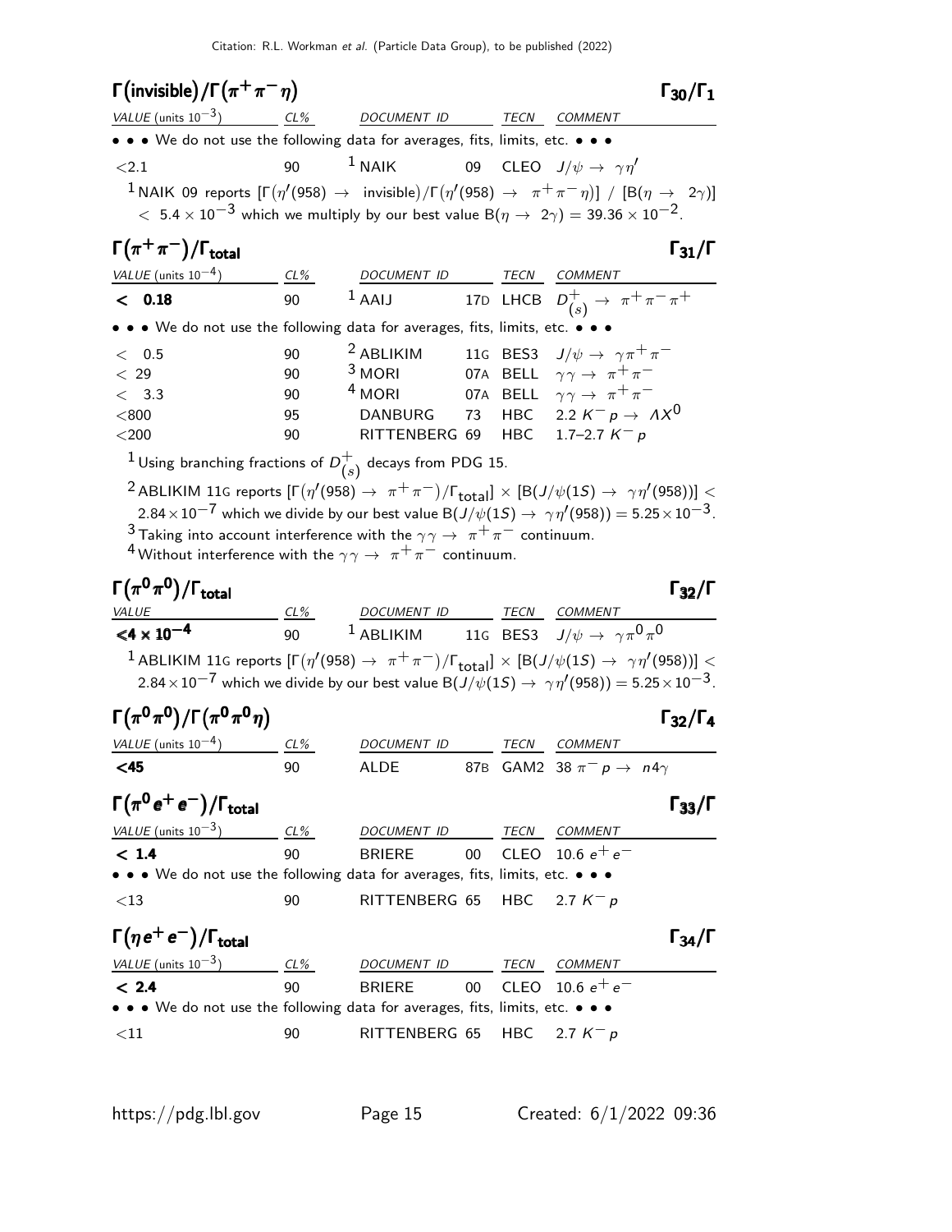### $\Gamma(\text{invisible})/\Gamma(\pi^+\pi^-\eta)$ — $\Gamma_{30}/\Gamma_1$

| VALUE (units $10^{-3}$) | CL% | DOCUMENT ID | | TECN | COMMENT |
|---|---|---|---|---|---|
| • • • We do not use the following data for averages, fits, limits, etc. • • • | | | | | |
| $<2.1$ | 90 | [1] NAIK | 09 | CLEO | $J/\psi \rightarrow \gamma\eta'$ |

[1] NAIK 09 reports $[\Gamma(\eta'(958) \rightarrow \text{invisible})/\Gamma(\eta'(958) \rightarrow \pi^+\pi^-\eta)] / [B(\eta \rightarrow 2\gamma)] < 5.4 \times 10^{-3}$ which we multiply by our best value $B(\eta \rightarrow 2\gamma) = 39.36 \times 10^{-2}$.

### $\Gamma(\pi^+\pi^-)/\Gamma_{\text{total}}$ — $\Gamma_{31}/\Gamma$

| VALUE (units $10^{-4}$) | CL% | DOCUMENT ID | | TECN | COMMENT |
|---|---|---|---|---|---|
| **$<$ 0.18** | 90 | [1] AAIJ | 17D | LHCB | $D^+_{(s)} \rightarrow \pi^+\pi^-\pi^+$ |
| • • • We do not use the following data for averages, fits, limits, etc. • • • | | | | | |
| $<$ 0.5 | 90 | [2] ABLIKIM | 11G | BES3 | $J/\psi \rightarrow \gamma\pi^+\pi^-$ |
| $<$ 29 | 90 | [3] MORI | 07A | BELL | $\gamma\gamma \rightarrow \pi^+\pi^-$ |
| $<$ 3.3 | 90 | [4] MORI | 07A | BELL | $\gamma\gamma \rightarrow \pi^+\pi^-$ |
| $<$800 | 95 | DANBURG | 73 | HBC | 2.2 $K^- p \rightarrow \Lambda X^0$ |
| $<$200 | 90 | RITTENBERG | 69 | HBC | 1.7–2.7 $K^- p$ |

[1] Using branching fractions of $D^+_{(s)}$ decays from PDG 15.

[2] ABLIKIM 11G reports $[\Gamma(\eta'(958) \rightarrow \pi^+\pi^-)/\Gamma_{\text{total}}] \times [B(J/\psi(1S) \rightarrow \gamma\eta'(958))] < 2.84 \times 10^{-7}$ which we divide by our best value $B(J/\psi(1S) \rightarrow \gamma\eta'(958)) = 5.25 \times 10^{-3}$.

[3] Taking into account interference with the $\gamma\gamma \rightarrow \pi^+\pi^-$ continuum.

[4] Without interference with the $\gamma\gamma \rightarrow \pi^+\pi^-$ continuum.

### $\Gamma(\pi^0\pi^0)/\Gamma_{\text{total}}$ — $\Gamma_{32}/\Gamma$

| VALUE | CL% | DOCUMENT ID | | TECN | COMMENT |
|---|---|---|---|---|---|
| **$<4 \times 10^{-4}$** | 90 | [1] ABLIKIM | 11G | BES3 | $J/\psi \rightarrow \gamma\pi^0\pi^0$ |

[1] ABLIKIM 11G reports $[\Gamma(\eta'(958) \rightarrow \pi^+\pi^-)/\Gamma_{\text{total}}] \times [B(J/\psi(1S) \rightarrow \gamma\eta'(958))] < 2.84 \times 10^{-7}$ which we divide by our best value $B(J/\psi(1S) \rightarrow \gamma\eta'(958)) = 5.25 \times 10^{-3}$.

### $\Gamma(\pi^0\pi^0)/\Gamma(\pi^0\pi^0\eta)$ — $\Gamma_{32}/\Gamma_4$

| VALUE (units $10^{-4}$) | CL% | DOCUMENT ID | | TECN | COMMENT |
|---|---|---|---|---|---|
| **<45** | 90 | ALDE | 87B | GAM2 | 38 $\pi^- p \rightarrow n4\gamma$ |

### $\Gamma(\pi^0 e^+ e^-)/\Gamma_{\text{total}}$ — $\Gamma_{33}/\Gamma$

| VALUE (units $10^{-3}$) | CL% | DOCUMENT ID | | TECN | COMMENT |
|---|---|---|---|---|---|
| **$<$ 1.4** | 90 | BRIERE | 00 | CLEO | 10.6 $e^+e^-$ |
| • • • We do not use the following data for averages, fits, limits, etc. • • • | | | | | |
| $<$13 | 90 | RITTENBERG | 65 | HBC | 2.7 $K^- p$ |

### $\Gamma(\eta e^+ e^-)/\Gamma_{\text{total}}$ — $\Gamma_{34}/\Gamma$

| VALUE (units $10^{-3}$) | CL% | DOCUMENT ID | | TECN | COMMENT |
|---|---|---|---|---|---|
| **$<$ 2.4** | 90 | BRIERE | 00 | CLEO | 10.6 $e^+e^-$ |
| • • • We do not use the following data for averages, fits, limits, etc. • • • | | | | | |
| $<$11 | 90 | RITTENBERG | 65 | HBC | 2.7 $K^- p$ |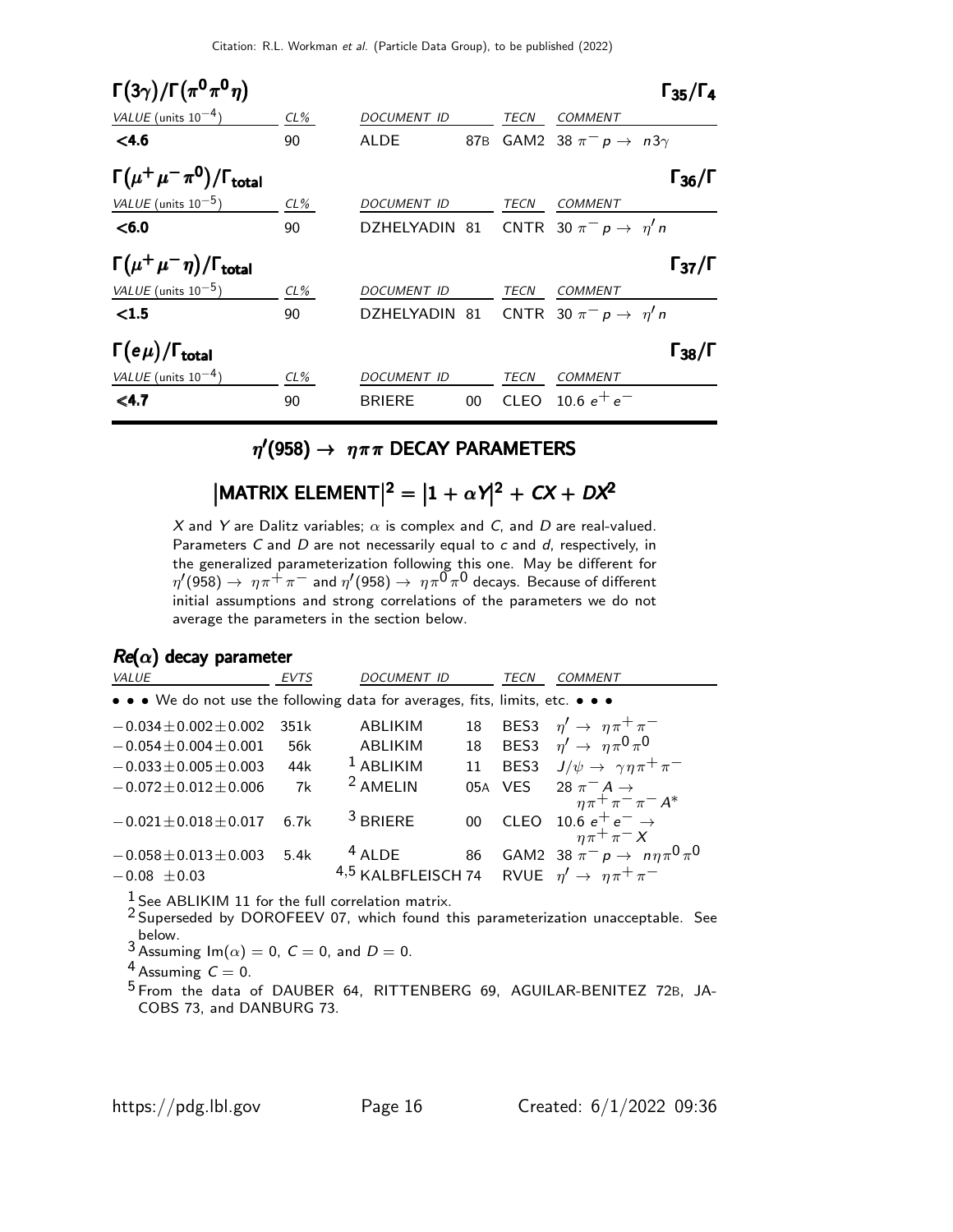### $\Gamma(3\gamma)/\Gamma(\pi^0\pi^0\eta)$ — $\Gamma_{35}/\Gamma_4$

| VALUE (units $10^{-4}$) | CL% | DOCUMENT ID | | TECN | COMMENT |
|---|---|---|---|---|---|
| **<4.6** | 90 | ALDE | 87B | GAM2 | 38 $\pi^- p \rightarrow n 3\gamma$ |

### $\Gamma(\mu^+\mu^-\pi^0)/\Gamma_{\text{total}}$ — $\Gamma_{36}/\Gamma$

| VALUE (units $10^{-5}$) | CL% | DOCUMENT ID | | TECN | COMMENT |
|---|---|---|---|---|---|
| **<6.0** | 90 | DZHELYADIN | 81 | CNTR | 30 $\pi^- p \rightarrow \eta' n$ |

### $\Gamma(\mu^+\mu^-\eta)/\Gamma_{\text{total}}$ — $\Gamma_{37}/\Gamma$

| VALUE (units $10^{-5}$) | CL% | DOCUMENT ID | | TECN | COMMENT |
|---|---|---|---|---|---|
| **<1.5** | 90 | DZHELYADIN | 81 | CNTR | 30 $\pi^- p \rightarrow \eta' n$ |

### $\Gamma(e\mu)/\Gamma_{\text{total}}$ — $\Gamma_{38}/\Gamma$

| VALUE (units $10^{-4}$) | CL% | DOCUMENT ID | | TECN | COMMENT |
|---|---|---|---|---|---|
| **<4.7** | 90 | BRIERE | 00 | CLEO | 10.6 $e^+e^-$ |

## $\eta'(958) \rightarrow \eta\pi\pi$ DECAY PARAMETERS

## $|\text{MATRIX ELEMENT}|^2 = |1 + \alpha Y|^2 + CX + DX^2$

$X$ and $Y$ are Dalitz variables; $\alpha$ is complex and $C$, and $D$ are real-valued. Parameters $C$ and $D$ are not necessarily equal to $c$ and $d$, respectively, in the generalized parameterization following this one. May be different for $\eta'(958) \rightarrow \eta\pi^+\pi^-$ and $\eta'(958) \rightarrow \eta\pi^0\pi^0$ decays. Because of different initial assumptions and strong correlations of the parameters we do not average the parameters in the section below.

### $Re(\alpha)$ decay parameter

| VALUE | EVTS | DOCUMENT ID | | TECN | COMMENT |
|---|---|---|---|---|---|
| • • • We do not use the following data for averages, fits, limits, etc. • • • | | | | | |
| $-0.034\pm0.002\pm0.002$ | 351k | ABLIKIM | 18 | BES3 | $\eta' \rightarrow \eta\pi^+\pi^-$ |
| $-0.054\pm0.004\pm0.001$ | 56k | ABLIKIM | 18 | BES3 | $\eta' \rightarrow \eta\pi^0\pi^0$ |
| $-0.033\pm0.005\pm0.003$ | 44k | [1] ABLIKIM | 11 | BES3 | $J/\psi \rightarrow \gamma\eta\pi^+\pi^-$ |
| $-0.072\pm0.012\pm0.006$ | 7k | [2] AMELIN | 05A | VES | 28 $\pi^- A \rightarrow \eta\pi^+\pi^-\pi^- A^*$ |
| $-0.021\pm0.018\pm0.017$ | 6.7k | [3] BRIERE | 00 | CLEO | 10.6 $e^+e^- \rightarrow \eta\pi^+\pi^- X$ |
| $-0.058\pm0.013\pm0.003$ | 5.4k | [4] ALDE | 86 | GAM2 | 38 $\pi^- p \rightarrow n\eta\pi^0\pi^0$ |
| $-0.08 \pm0.03$ | | [4,5] KALBFLEISCH | 74 | RVUE | $\eta' \rightarrow \eta\pi^+\pi^-$ |

[1] See ABLIKIM 11 for the full correlation matrix.

[2] Superseded by DOROFEEV 07, which found this parameterization unacceptable. See below.

[3] Assuming $\text{Im}(\alpha) = 0$, $C = 0$, and $D = 0$.

[4] Assuming $C = 0$.

[5] From the data of DAUBER 64, RITTENBERG 69, AGUILAR-BENITEZ 72B, JACOBS 73, and DANBURG 73.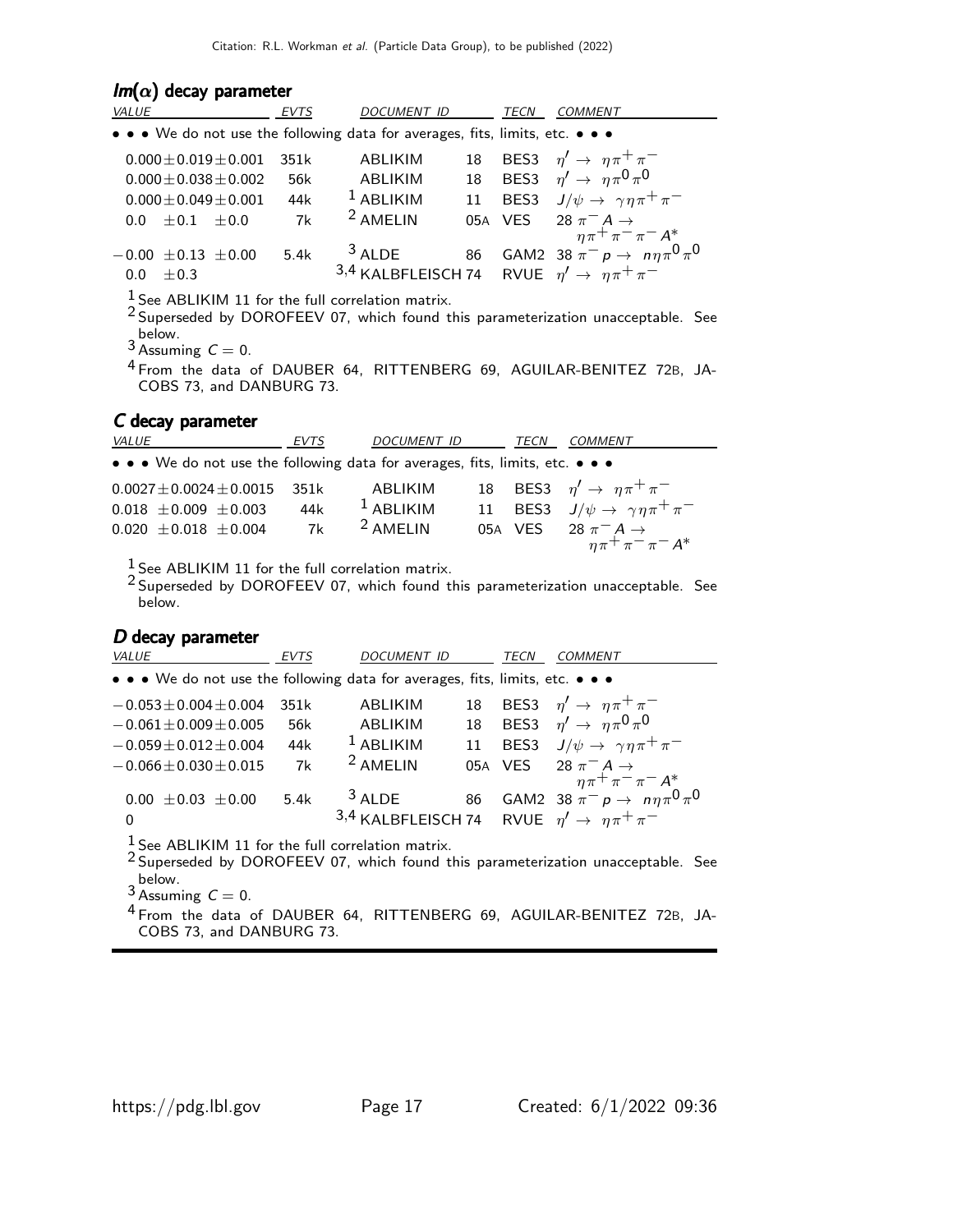### $Im(\alpha)$ decay parameter

| VALUE | EVTS | DOCUMENT ID | | TECN | COMMENT |
|---|---|---|---|---|---|
| • • • We do not use the following data for averages, fits, limits, etc. • • • | | | | | |
| $0.000 \pm 0.019 \pm 0.001$ | 351k | ABLIKIM | 18 | BES3 | $\eta' \to \eta\pi^+\pi^-$ |
| $0.000 \pm 0.038 \pm 0.002$ | 56k | ABLIKIM | 18 | BES3 | $\eta' \to \eta\pi^0\pi^0$ |
| $0.000 \pm 0.049 \pm 0.001$ | 44k | [1] ABLIKIM | 11 | BES3 | $J/\psi \to \gamma\eta\pi^+\pi^-$ |
| $0.0 \quad \pm 0.1 \quad \pm 0.0$ | 7k | [2] AMELIN | 05A | VES | $28\ \pi^- A \to \eta\pi^+\pi^-\pi^- A^*$ |
| $-0.00 \ \pm 0.13 \ \pm 0.00$ | 5.4k | [3] ALDE | 86 | GAM2 | $38\ \pi^- p \to n\eta\pi^0\pi^0$ |
| $0.0 \quad \pm 0.3$ | | [3,4] KALBFLEISCH | 74 | RVUE | $\eta' \to \eta\pi^+\pi^-$ |

[1] See ABLIKIM 11 for the full correlation matrix.
[2] Superseded by DOROFEEV 07, which found this parameterization unacceptable. See below.
[3] Assuming $C = 0$.
[4] From the data of DAUBER 64, RITTENBERG 69, AGUILAR-BENITEZ 72B, JACOBS 73, and DANBURG 73.

### $C$ decay parameter

| VALUE | EVTS | DOCUMENT ID | | TECN | COMMENT |
|---|---|---|---|---|---|
| • • • We do not use the following data for averages, fits, limits, etc. • • • | | | | | |
| $0.0027 \pm 0.0024 \pm 0.0015$ | 351k | ABLIKIM | 18 | BES3 | $\eta' \to \eta\pi^+\pi^-$ |
| $0.018 \ \pm 0.009 \ \pm 0.003$ | 44k | [1] ABLIKIM | 11 | BES3 | $J/\psi \to \gamma\eta\pi^+\pi^-$ |
| $0.020 \ \pm 0.018 \ \pm 0.004$ | 7k | [2] AMELIN | 05A | VES | $28\ \pi^- A \to \eta\pi^+\pi^-\pi^- A^*$ |

[1] See ABLIKIM 11 for the full correlation matrix.
[2] Superseded by DOROFEEV 07, which found this parameterization unacceptable. See below.

### $D$ decay parameter

| VALUE | EVTS | DOCUMENT ID | | TECN | COMMENT |
|---|---|---|---|---|---|
| • • • We do not use the following data for averages, fits, limits, etc. • • • | | | | | |
| $-0.053 \pm 0.004 \pm 0.004$ | 351k | ABLIKIM | 18 | BES3 | $\eta' \to \eta\pi^+\pi^-$ |
| $-0.061 \pm 0.009 \pm 0.005$ | 56k | ABLIKIM | 18 | BES3 | $\eta' \to \eta\pi^0\pi^0$ |
| $-0.059 \pm 0.012 \pm 0.004$ | 44k | [1] ABLIKIM | 11 | BES3 | $J/\psi \to \gamma\eta\pi^+\pi^-$ |
| $-0.066 \pm 0.030 \pm 0.015$ | 7k | [2] AMELIN | 05A | VES | $28\ \pi^- A \to \eta\pi^+\pi^-\pi^- A^*$ |
| $0.00 \ \pm 0.03 \ \pm 0.00$ | 5.4k | [3] ALDE | 86 | GAM2 | $38\ \pi^- p \to n\eta\pi^0\pi^0$ |
| $0$ | | [3,4] KALBFLEISCH | 74 | RVUE | $\eta' \to \eta\pi^+\pi^-$ |

[1] See ABLIKIM 11 for the full correlation matrix.
[2] Superseded by DOROFEEV 07, which found this parameterization unacceptable. See below.
[3] Assuming $C = 0$.
[4] From the data of DAUBER 64, RITTENBERG 69, AGUILAR-BENITEZ 72B, JACOBS 73, and DANBURG 73.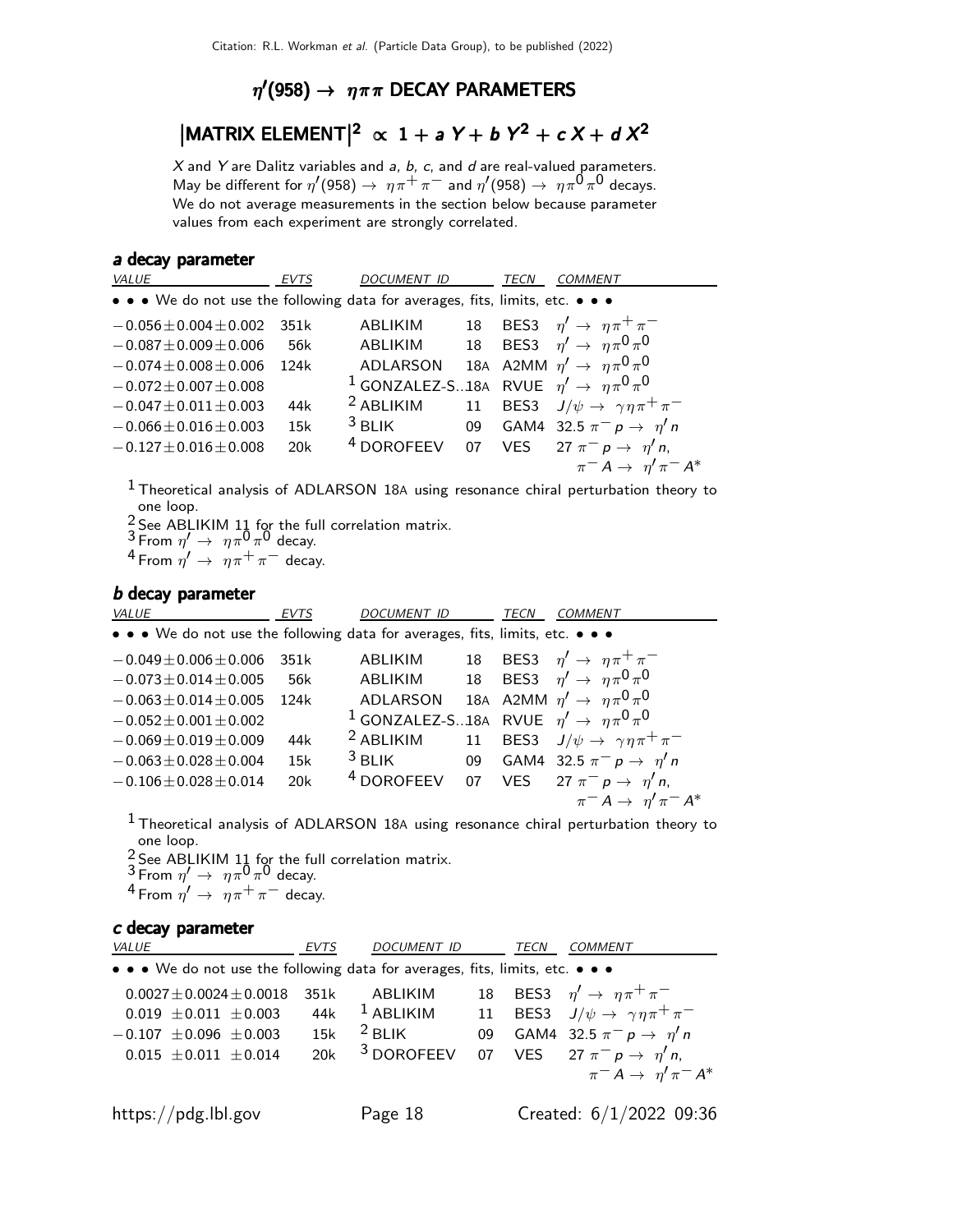## $\eta'(958) \to \eta\pi\pi$ DECAY PARAMETERS

## |MATRIX ELEMENT|$^2$ $\propto$ $1 + a\,Y + b\,Y^2 + c\,X + d\,X^2$

$X$ and $Y$ are Dalitz variables and $a$, $b$, $c$, and $d$ are real-valued parameters. May be different for $\eta'(958) \to \eta\pi^+\pi^-$ and $\eta'(958) \to \eta\pi^0\pi^0$ decays. We do not average measurements in the section below because parameter values from each experiment are strongly correlated.

### *a* decay parameter

| VALUE | EVTS | DOCUMENT ID | | TECN | COMMENT |
|---|---|---|---|---|---|
| • • • We do not use the following data for averages, fits, limits, etc. • • • | | | | | |
| $-0.056 \pm 0.004 \pm 0.002$ | 351k | ABLIKIM | 18 | BES3 | $\eta' \to \eta\pi^+\pi^-$ |
| $-0.087 \pm 0.009 \pm 0.006$ | 56k | ABLIKIM | 18 | BES3 | $\eta' \to \eta\pi^0\pi^0$ |
| $-0.074 \pm 0.008 \pm 0.006$ | 124k | ADLARSON | 18A | A2MM | $\eta' \to \eta\pi^0\pi^0$ |
| $-0.072 \pm 0.007 \pm 0.008$ | | [1] GONZALEZ-S... | 18A | RVUE | $\eta' \to \eta\pi^0\pi^0$ |
| $-0.047 \pm 0.011 \pm 0.003$ | 44k | [2] ABLIKIM | 11 | BES3 | $J/\psi \to \gamma\eta\pi^+\pi^-$ |
| $-0.066 \pm 0.016 \pm 0.003$ | 15k | [3] BLIK | 09 | GAM4 | $32.5\ \pi^- p \to \eta' n$ |
| $-0.127 \pm 0.016 \pm 0.008$ | 20k | [4] DOROFEEV | 07 | VES | $27\ \pi^- p \to \eta' n$, $\pi^- A \to \eta' \pi^- A^*$ |

[1] Theoretical analysis of ADLARSON 18A using resonance chiral perturbation theory to one loop.
[2] See ABLIKIM 11 for the full correlation matrix.
[3] From $\eta' \to \eta\pi^0\pi^0$ decay.
[4] From $\eta' \to \eta\pi^+\pi^-$ decay.

### *b* decay parameter

| VALUE | EVTS | DOCUMENT ID | | TECN | COMMENT |
|---|---|---|---|---|---|
| • • • We do not use the following data for averages, fits, limits, etc. • • • | | | | | |
| $-0.049 \pm 0.006 \pm 0.006$ | 351k | ABLIKIM | 18 | BES3 | $\eta' \to \eta\pi^+\pi^-$ |
| $-0.073 \pm 0.014 \pm 0.005$ | 56k | ABLIKIM | 18 | BES3 | $\eta' \to \eta\pi^0\pi^0$ |
| $-0.063 \pm 0.014 \pm 0.005$ | 124k | ADLARSON | 18A | A2MM | $\eta' \to \eta\pi^0\pi^0$ |
| $-0.052 \pm 0.001 \pm 0.002$ | | [1] GONZALEZ-S... | 18A | RVUE | $\eta' \to \eta\pi^0\pi^0$ |
| $-0.069 \pm 0.019 \pm 0.009$ | 44k | [2] ABLIKIM | 11 | BES3 | $J/\psi \to \gamma\eta\pi^+\pi^-$ |
| $-0.063 \pm 0.028 \pm 0.004$ | 15k | [3] BLIK | 09 | GAM4 | $32.5\ \pi^- p \to \eta' n$ |
| $-0.106 \pm 0.028 \pm 0.014$ | 20k | [4] DOROFEEV | 07 | VES | $27\ \pi^- p \to \eta' n$, $\pi^- A \to \eta' \pi^- A^*$ |

[1] Theoretical analysis of ADLARSON 18A using resonance chiral perturbation theory to one loop.
[2] See ABLIKIM 11 for the full correlation matrix.
[3] From $\eta' \to \eta\pi^0\pi^0$ decay.
[4] From $\eta' \to \eta\pi^+\pi^-$ decay.

### *c* decay parameter

| VALUE | EVTS | DOCUMENT ID | | TECN | COMMENT |
|---|---|---|---|---|---|
| • • • We do not use the following data for averages, fits, limits, etc. • • • | | | | | |
| $0.0027 \pm 0.0024 \pm 0.0018$ | 351k | ABLIKIM | 18 | BES3 | $\eta' \to \eta\pi^+\pi^-$ |
| $0.019 \pm 0.011 \pm 0.003$ | 44k | [1] ABLIKIM | 11 | BES3 | $J/\psi \to \gamma\eta\pi^+\pi^-$ |
| $-0.107 \pm 0.096 \pm 0.003$ | 15k | [2] BLIK | 09 | GAM4 | $32.5\ \pi^- p \to \eta' n$ |
| $0.015 \pm 0.011 \pm 0.014$ | 20k | [3] DOROFEEV | 07 | VES | $27\ \pi^- p \to \eta' n$, $\pi^- A \to \eta' \pi^- A^*$ |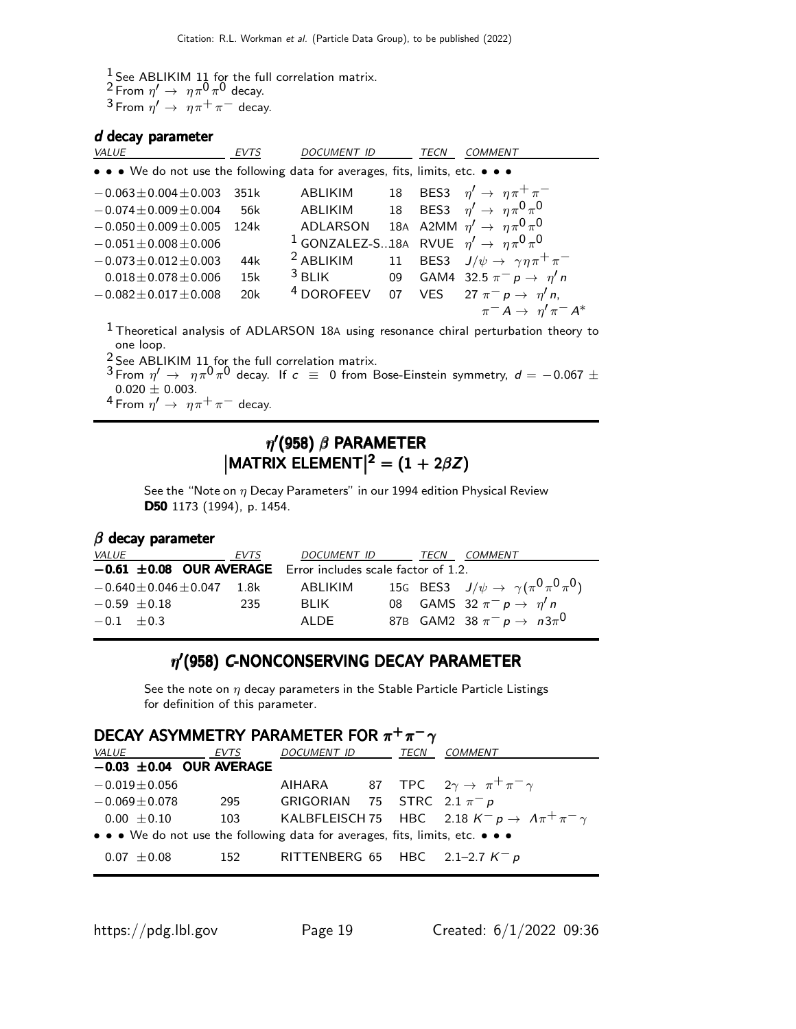[1] See ABLIKIM 11 for the full correlation matrix.
[2] From $\eta' \to \eta\pi^0\pi^0$ decay.
[3] From $\eta' \to \eta\pi^+\pi^-$ decay.

### d decay parameter

| VALUE | EVTS | DOCUMENT ID | | TECN | COMMENT |
|---|---|---|---|---|---|
| • • • We do not use the following data for averages, fits, limits, etc. • • • | | | | | |
| $-0.063\pm0.004\pm0.003$ | 351k | ABLIKIM | 18 | BES3 | $\eta' \to \eta\pi^+\pi^-$ |
| $-0.074\pm0.009\pm0.004$ | 56k | ABLIKIM | 18 | BES3 | $\eta' \to \eta\pi^0\pi^0$ |
| $-0.050\pm0.009\pm0.005$ | 124k | ADLARSON | 18A | A2MM | $\eta' \to \eta\pi^0\pi^0$ |
| $-0.051\pm0.008\pm0.006$ | | [1] GONZALEZ-S... | 18A | RVUE | $\eta' \to \eta\pi^0\pi^0$ |
| $-0.073\pm0.012\pm0.003$ | 44k | [2] ABLIKIM | 11 | BES3 | $J/\psi \to \gamma\eta\pi^+\pi^-$ |
| $0.018\pm0.078\pm0.006$ | 15k | [3] BLIK | 09 | GAM4 | $32.5\ \pi^- p \to \eta' n$ |
| $-0.082\pm0.017\pm0.008$ | 20k | [4] DOROFEEV | 07 | VES | $27\ \pi^- p \to \eta' n$, $\pi^- A \to \eta'\pi^- A^*$ |

[1] Theoretical analysis of ADLARSON 18A using resonance chiral perturbation theory to one loop.
[2] See ABLIKIM 11 for the full correlation matrix.
[3] From $\eta' \to \eta\pi^0\pi^0$ decay. If $c \equiv 0$ from Bose-Einstein symmetry, $d = -0.067 \pm 0.020 \pm 0.003$.
[4] From $\eta' \to \eta\pi^+\pi^-$ decay.

## $\eta'(958)$ $\beta$ PARAMETER
## $|\text{MATRIX ELEMENT}|^2 = (1 + 2\beta Z)$

See the "Note on $\eta$ Decay Parameters" in our 1994 edition Physical Review **D50** 1173 (1994), p. 1454.

### $\beta$ decay parameter

| VALUE | EVTS | DOCUMENT ID | | TECN | COMMENT |
|---|---|---|---|---|---|
| **−0.61 ±0.08 OUR AVERAGE** | | Error includes scale factor of 1.2. | | | |
| $-0.640\pm0.046\pm0.047$ | 1.8k | ABLIKIM | 15G | BES3 | $J/\psi \to \gamma(\pi^0\pi^0\pi^0)$ |
| $-0.59\ \pm0.18$ | 235 | BLIK | 08 | GAMS | $32\ \pi^- p \to \eta' n$ |
| $-0.1\ \ \pm0.3$ | | ALDE | 87B | GAM2 | $38\ \pi^- p \to n3\pi^0$ |

## $\eta'(958)$ C-NONCONSERVING DECAY PARAMETER

See the note on $\eta$ decay parameters in the Stable Particle Particle Listings for definition of this parameter.

### DECAY ASYMMETRY PARAMETER FOR $\pi^+\pi^-\gamma$

| VALUE | EVTS | DOCUMENT ID | | TECN | COMMENT |
|---|---|---|---|---|---|
| **−0.03 ±0.04 OUR AVERAGE** | | | | | |
| $-0.019\pm0.056$ | | AIHARA | 87 | TPC | $2\gamma \to \pi^+\pi^-\gamma$ |
| $-0.069\pm0.078$ | 295 | GRIGORIAN | 75 | STRC | $2.1\ \pi^- p$ |
| $0.00\ \pm0.10$ | 103 | KALBFLEISCH | 75 | HBC | $2.18\ K^- p \to \Lambda\pi^+\pi^-\gamma$ |
| • • • We do not use the following data for averages, fits, limits, etc. • • • | | | | | |
| $0.07\ \pm0.08$ | 152 | RITTENBERG | 65 | HBC | 2.1–2.7 $K^- p$ |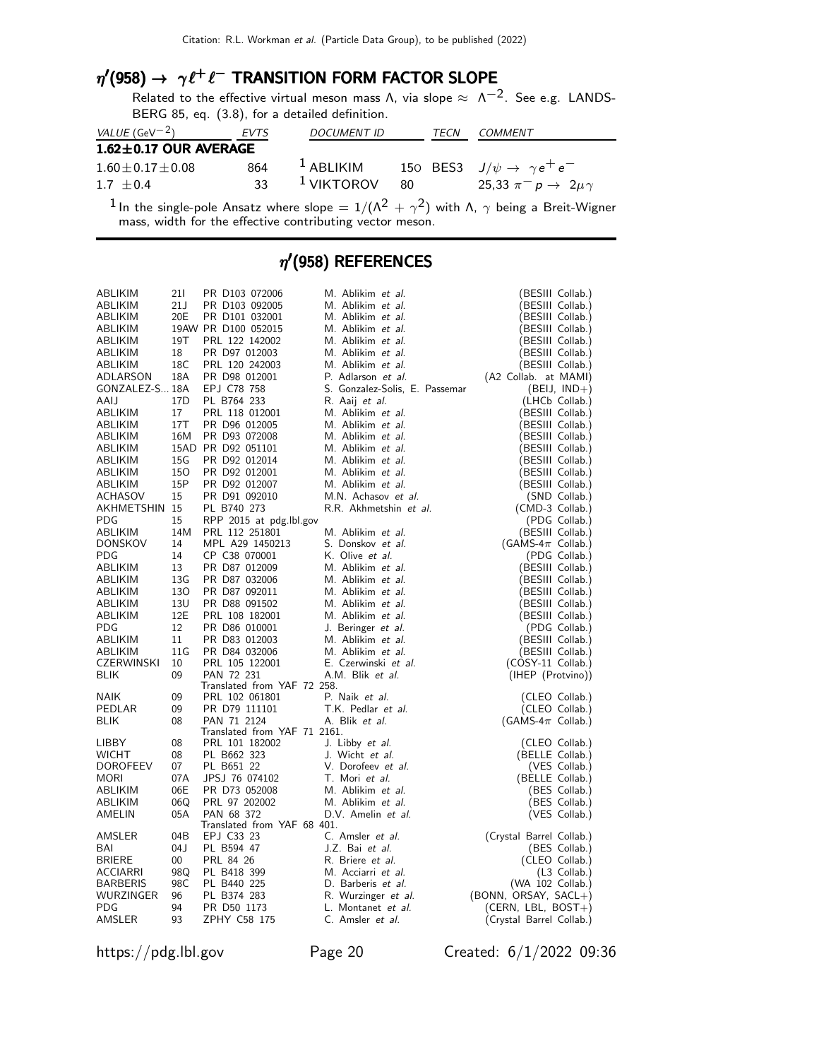## $\eta'(958) \to \gamma \ell^+ \ell^-$ TRANSITION FORM FACTOR SLOPE

Related to the effective virtual meson mass $\Lambda$, via slope $\approx \Lambda^{-2}$. See e.g. LANDSBERG 85, eq. (3.8), for a detailed definition.

| VALUE (GeV$^{-2}$) | EVTS | DOCUMENT ID | | TECN | COMMENT |
|---|---|---|---|---|---|
| **1.62±0.17 OUR AVERAGE** | | | | | |
| $1.60 \pm 0.17 \pm 0.08$ | 864 | [1] ABLIKIM | 15O | BES3 | $J/\psi \to \gamma e^+ e^-$ |
| $1.7 \pm 0.4$ | 33 | [1] VIKTOROV | 80 | | 25,33 $\pi^- p \to 2\mu\gamma$ |

[1] In the single-pole Ansatz where slope $= 1/(\Lambda^2 + \gamma^2)$ with $\Lambda$, $\gamma$ being a Breit-Wigner mass, width for the effective contributing vector meson.

## $\eta'(958)$ REFERENCES

| | | | | |
|---|---|---|---|---|
| ABLIKIM | 21I | PR D103 072006 | M. Ablikim *et al.* | (BESIII Collab.) |
| ABLIKIM | 21J | PR D103 092005 | M. Ablikim *et al.* | (BESIII Collab.) |
| ABLIKIM | 20E | PR D101 032001 | M. Ablikim *et al.* | (BESIII Collab.) |
| ABLIKIM | 19AW | PR D100 052015 | M. Ablikim *et al.* | (BESIII Collab.) |
| ABLIKIM | 19T | PRL 122 142002 | M. Ablikim *et al.* | (BESIII Collab.) |
| ABLIKIM | 18 | PR D97 012003 | M. Ablikim *et al.* | (BESIII Collab.) |
| ABLIKIM | 18C | PRL 120 242003 | M. Ablikim *et al.* | (BESIII Collab.) |
| ADLARSON | 18A | PR D98 012001 | P. Adlarson *et al.* | (A2 Collab. at MAMI) |
| GONZALEZ-S... | 18A | EPJ C78 758 | S. Gonzalez-Solis, E. Passemar | (BEIJ, IND+) |
| AAIJ | 17D | PL B764 233 | R. Aaij *et al.* | (LHCb Collab.) |
| ABLIKIM | 17 | PRL 118 012001 | M. Ablikim *et al.* | (BESIII Collab.) |
| ABLIKIM | 17T | PR D96 012005 | M. Ablikim *et al.* | (BESIII Collab.) |
| ABLIKIM | 16M | PR D93 072008 | M. Ablikim *et al.* | (BESIII Collab.) |
| ABLIKIM | 15AD | PR D92 051101 | M. Ablikim *et al.* | (BESIII Collab.) |
| ABLIKIM | 15G | PR D92 012014 | M. Ablikim *et al.* | (BESIII Collab.) |
| ABLIKIM | 15O | PR D92 012001 | M. Ablikim *et al.* | (BESIII Collab.) |
| ABLIKIM | 15P | PR D92 012007 | M. Ablikim *et al.* | (BESIII Collab.) |
| ACHASOV | 15 | PR D91 092010 | M.N. Achasov *et al.* | (SND Collab.) |
| AKHMETSHIN | 15 | PL B740 273 | R.R. Akhmetshin *et al.* | (CMD-3 Collab.) |
| PDG | 15 | RPP 2015 at pdg.lbl.gov | | (PDG Collab.) |
| ABLIKIM | 14M | PRL 112 251801 | M. Ablikim *et al.* | (BESIII Collab.) |
| DONSKOV | 14 | MPL A29 1450213 | S. Donskov *et al.* | (GAMS-4$\pi$ Collab.) |
| PDG | 14 | CP C38 070001 | K. Olive *et al.* | (PDG Collab.) |
| ABLIKIM | 13 | PR D87 012009 | M. Ablikim *et al.* | (BESIII Collab.) |
| ABLIKIM | 13G | PR D87 032006 | M. Ablikim *et al.* | (BESIII Collab.) |
| ABLIKIM | 13O | PR D87 092011 | M. Ablikim *et al.* | (BESIII Collab.) |
| ABLIKIM | 13U | PR D88 091502 | M. Ablikim *et al.* | (BESIII Collab.) |
| ABLIKIM | 12E | PRL 108 182001 | M. Ablikim *et al.* | (BESIII Collab.) |
| PDG | 12 | PR D86 010001 | J. Beringer *et al.* | (PDG Collab.) |
| ABLIKIM | 11 | PR D83 012003 | M. Ablikim *et al.* | (BESIII Collab.) |
| ABLIKIM | 11G | PR D84 032006 | M. Ablikim *et al.* | (BESIII Collab.) |
| CZERWINSKI | 10 | PRL 105 122001 | E. Czerwinski *et al.* | (COSY-11 Collab.) |
| BLIK | 09 | PAN 72 231 | A.M. Blik *et al.* | (IHEP (Protvino)) |
| | | Translated from YAF 72 258. | | |
| NAIK | 09 | PRL 102 061801 | P. Naik *et al.* | (CLEO Collab.) |
| PEDLAR | 09 | PR D79 111101 | T.K. Pedlar *et al.* | (CLEO Collab.) |
| BLIK | 08 | PAN 71 2124 | A. Blik *et al.* | (GAMS-4$\pi$ Collab.) |
| | | Translated from YAF 71 2161. | | |
| LIBBY | 08 | PRL 101 182002 | J. Libby *et al.* | (CLEO Collab.) |
| WICHT | 08 | PL B662 323 | J. Wicht *et al.* | (BELLE Collab.) |
| DOROFEEV | 07 | PL B651 22 | V. Dorofeev *et al.* | (VES Collab.) |
| MORI | 07A | JPSJ 76 074102 | T. Mori *et al.* | (BELLE Collab.) |
| ABLIKIM | 06E | PR D73 052008 | M. Ablikim *et al.* | (BES Collab.) |
| ABLIKIM | 06Q | PRL 97 202002 | M. Ablikim *et al.* | (BES Collab.) |
| AMELIN | 05A | PAN 68 372 | D.V. Amelin *et al.* | (VES Collab.) |
| | | Translated from YAF 68 401. | | |
| AMSLER | 04B | EPJ C33 23 | C. Amsler *et al.* | (Crystal Barrel Collab.) |
| BAI | 04J | PL B594 47 | J.Z. Bai *et al.* | (BES Collab.) |
| BRIERE | 00 | PRL 84 26 | R. Briere *et al.* | (CLEO Collab.) |
| ACCIARRI | 98Q | PL B418 399 | M. Acciarri *et al.* | (L3 Collab.) |
| BARBERIS | 98C | PL B440 225 | D. Barberis *et al.* | (WA 102 Collab.) |
| WURZINGER | 96 | PL B374 283 | R. Wurzinger *et al.* | (BONN, ORSAY, SACL+) |
| PDG | 94 | PR D50 1173 | L. Montanet *et al.* | (CERN, LBL, BOST+) |
| AMSLER | 93 | ZPHY C58 175 | C. Amsler *et al.* | (Crystal Barrel Collab.) |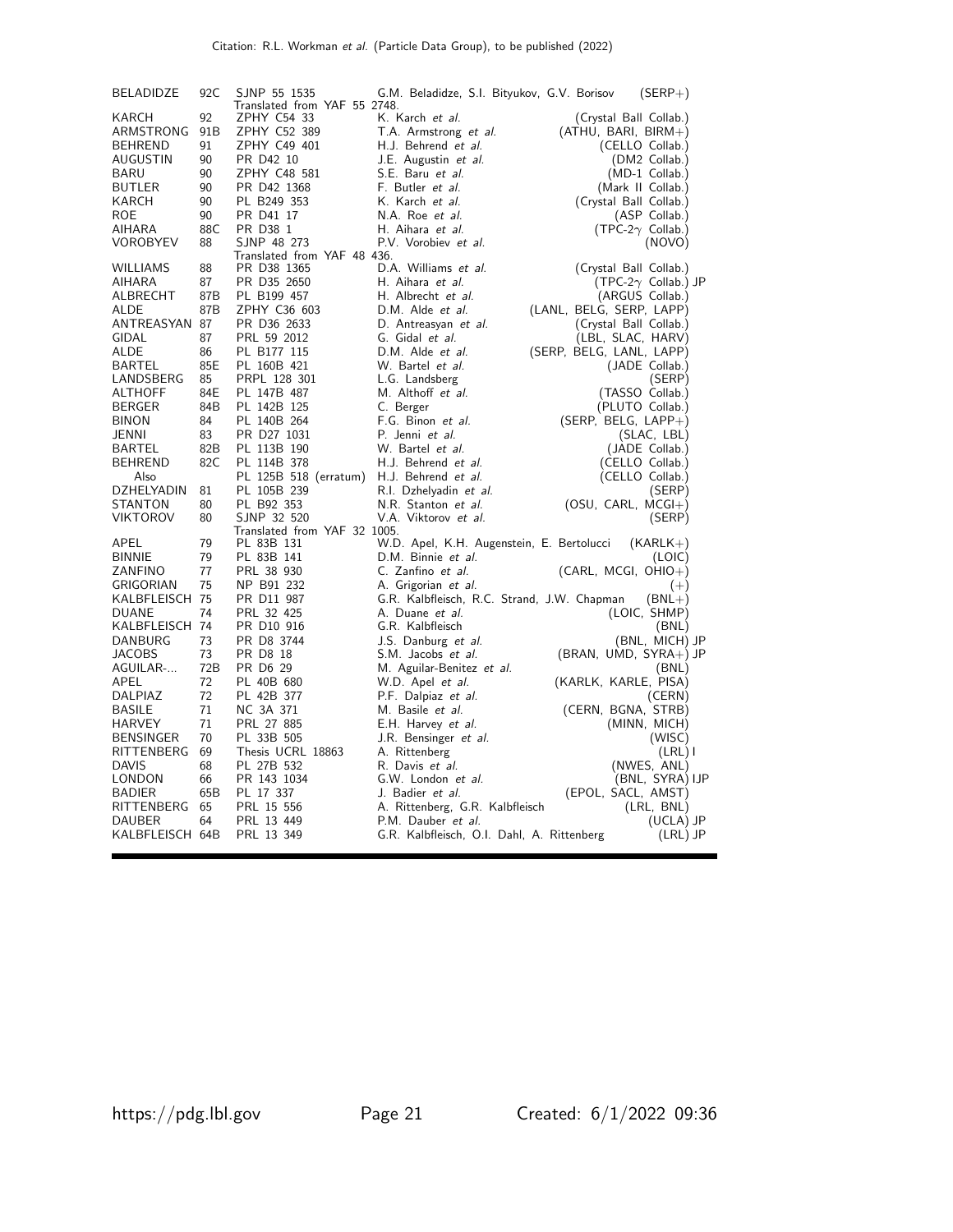| | | | | |
|---|---|---|---|---|
| BELADIDZE | 92C | SJNP 55 1535 | G.M. Beladidze, S.I. Bityukov, G.V. Borisov | (SERP+) |
| | | Translated from YAF 55 2748. | | |
| KARCH | 92 | ZPHY C54 33 | K. Karch *et al.* | (Crystal Ball Collab.) |
| ARMSTRONG | 91B | ZPHY C52 389 | T.A. Armstrong *et al.* | (ATHU, BARI, BIRM+) |
| BEHREND | 91 | ZPHY C49 401 | H.J. Behrend *et al.* | (CELLO Collab.) |
| AUGUSTIN | 90 | PR D42 10 | J.E. Augustin *et al.* | (DM2 Collab.) |
| BARU | 90 | ZPHY C48 581 | S.E. Baru *et al.* | (MD-1 Collab.) |
| BUTLER | 90 | PR D42 1368 | F. Butler *et al.* | (Mark II Collab.) |
| KARCH | 90 | PL B249 353 | K. Karch *et al.* | (Crystal Ball Collab.) |
| ROE | 90 | PR D41 17 | N.A. Roe *et al.* | (ASP Collab.) |
| AIHARA | 88C | PR D38 1 | H. Aihara *et al.* | (TPC-2$\gamma$ Collab.) |
| VOROBYEV | 88 | SJNP 48 273 | P.V. Vorobiev *et al.* | (NOVO) |
| | | Translated from YAF 48 436. | | |
| WILLIAMS | 88 | PR D38 1365 | D.A. Williams *et al.* | (Crystal Ball Collab.) |
| AIHARA | 87 | PR D35 2650 | H. Aihara *et al.* | (TPC-2$\gamma$ Collab.) JP |
| ALBRECHT | 87B | PL B199 457 | H. Albrecht *et al.* | (ARGUS Collab.) |
| ALDE | 87B | ZPHY C36 603 | D.M. Alde *et al.* | (LANL, BELG, SERP, LAPP) |
| ANTREASYAN | 87 | PR D36 2633 | D. Antreasyan *et al.* | (Crystal Ball Collab.) |
| GIDAL | 87 | PRL 59 2012 | G. Gidal *et al.* | (LBL, SLAC, HARV) |
| ALDE | 86 | PL B177 115 | D.M. Alde *et al.* | (SERP, BELG, LANL, LAPP) |
| BARTEL | 85E | PL 160B 421 | W. Bartel *et al.* | (JADE Collab.) |
| LANDSBERG | 85 | PRPL 128 301 | L.G. Landsberg | (SERP) |
| ALTHOFF | 84E | PL 147B 487 | M. Althoff *et al.* | (TASSO Collab.) |
| BERGER | 84B | PL 142B 125 | C. Berger | (PLUTO Collab.) |
| BINON | 84 | PL 140B 264 | F.G. Binon *et al.* | (SERP, BELG, LAPP+) |
| JENNI | 83 | PR D27 1031 | P. Jenni *et al.* | (SLAC, LBL) |
| BARTEL | 82B | PL 113B 190 | W. Bartel *et al.* | (JADE Collab.) |
| BEHREND | 82C | PL 114B 378 | H.J. Behrend *et al.* | (CELLO Collab.) |
| Also | | PL 125B 518 (erratum) | H.J. Behrend *et al.* | (CELLO Collab.) |
| DZHELYADIN | 81 | PL 105B 239 | R.I. Dzhelyadin *et al.* | (SERP) |
| STANTON | 80 | PL B92 353 | N.R. Stanton *et al.* | (OSU, CARL, MCGI+) |
| VIKTOROV | 80 | SJNP 32 520 | V.A. Viktorov *et al.* | (SERP) |
| | | Translated from YAF 32 1005. | | |
| APEL | 79 | PL 83B 131 | W.D. Apel, K.H. Augenstein, E. Bertolucci | (KARLK+) |
| BINNIE | 79 | PL 83B 141 | D.M. Binnie *et al.* | (LOIC) |
| ZANFINO | 77 | PRL 38 930 | C. Zanfino *et al.* | (CARL, MCGI, OHIO+) |
| GRIGORIAN | 75 | NP B91 232 | A. Grigorian *et al.* | (+) |
| KALBFLEISCH | 75 | PR D11 987 | G.R. Kalbfleisch, R.C. Strand, J.W. Chapman | (BNL+) |
| DUANE | 74 | PRL 32 425 | A. Duane *et al.* | (LOIC, SHMP) |
| KALBFLEISCH | 74 | PR D10 916 | G.R. Kalbfleisch | (BNL) |
| DANBURG | 73 | PR D8 3744 | J.S. Danburg *et al.* | (BNL, MICH) JP |
| JACOBS | 73 | PR D8 18 | S.M. Jacobs *et al.* | (BRAN, UMD, SYRA+) JP |
| AGUILAR-... | 72B | PR D6 29 | M. Aguilar-Benitez *et al.* | (BNL) |
| APEL | 72 | PL 40B 680 | W.D. Apel *et al.* | (KARLK, KARLE, PISA) |
| DALPIAZ | 72 | PL 42B 377 | P.F. Dalpiaz *et al.* | (CERN) |
| BASILE | 71 | NC 3A 371 | M. Basile *et al.* | (CERN, BGNA, STRB) |
| HARVEY | 71 | PRL 27 885 | E.H. Harvey *et al.* | (MINN, MICH) |
| BENSINGER | 70 | PL 33B 505 | J.R. Bensinger *et al.* | (WISC) |
| RITTENBERG | 69 | Thesis UCRL 18863 | A. Rittenberg | (LRL) I |
| DAVIS | 68 | PL 27B 532 | R. Davis *et al.* | (NWES, ANL) |
| LONDON | 66 | PR 143 1034 | G.W. London *et al.* | (BNL, SYRA) IJP |
| BADIER | 65B | PL 17 337 | J. Badier *et al.* | (EPOL, SACL, AMST) |
| RITTENBERG | 65 | PRL 15 556 | A. Rittenberg, G.R. Kalbfleisch | (LRL, BNL) |
| DAUBER | 64 | PRL 13 449 | P.M. Dauber *et al.* | (UCLA) JP |
| KALBFLEISCH | 64B | PRL 13 349 | G.R. Kalbfleisch, O.I. Dahl, A. Rittenberg | (LRL) JP |